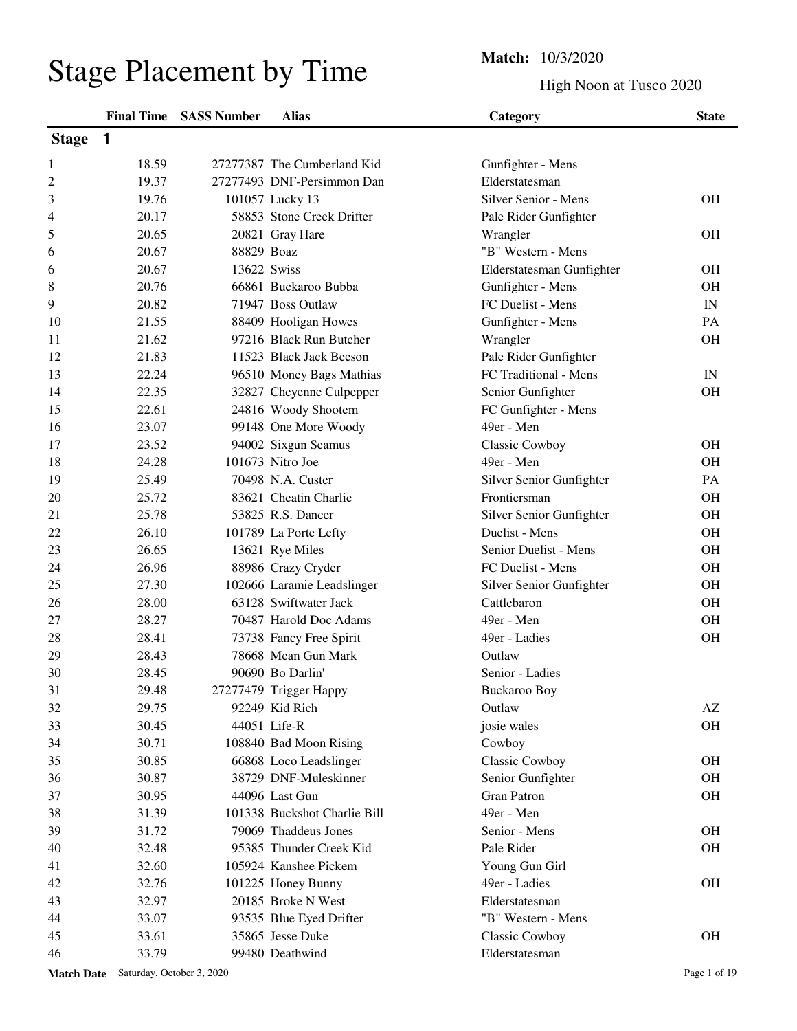# Stage Placement by Time

**Match:** 10/3/2020

High Noon at Tusco 2020

## Stage 1

| | Final Time | SASS Number | Alias | Category | State |
|---|---|---|---|---|---|
| 1 | 18.59 | 27277387 | The Cumberland Kid | Gunfighter - Mens | |
| 2 | 19.37 | 27277493 | DNF-Persimmon Dan | Elderstatesman | |
| 3 | 19.76 | 101057 | Lucky 13 | Silver Senior - Mens | OH |
| 4 | 20.17 | 58853 | Stone Creek Drifter | Pale Rider Gunfighter | |
| 5 | 20.65 | 20821 | Gray Hare | Wrangler | OH |
| 6 | 20.67 | 88829 | Boaz | "B" Western - Mens | |
| 6 | 20.67 | 13622 | Swiss | Elderstatesman Gunfighter | OH |
| 8 | 20.76 | 66861 | Buckaroo Bubba | Gunfighter - Mens | OH |
| 9 | 20.82 | 71947 | Boss Outlaw | FC Duelist - Mens | IN |
| 10 | 21.55 | 88409 | Hooligan Howes | Gunfighter - Mens | PA |
| 11 | 21.62 | 97216 | Black Run Butcher | Wrangler | OH |
| 12 | 21.83 | 11523 | Black Jack Beeson | Pale Rider Gunfighter | |
| 13 | 22.24 | 96510 | Money Bags Mathias | FC Traditional - Mens | IN |
| 14 | 22.35 | 32827 | Cheyenne Culpepper | Senior Gunfighter | OH |
| 15 | 22.61 | 24816 | Woody Shootem | FC Gunfighter - Mens | |
| 16 | 23.07 | 99148 | One More Woody | 49er - Men | |
| 17 | 23.52 | 94002 | Sixgun Seamus | Classic Cowboy | OH |
| 18 | 24.28 | 101673 | Nitro Joe | 49er - Men | OH |
| 19 | 25.49 | 70498 | N.A. Custer | Silver Senior Gunfighter | PA |
| 20 | 25.72 | 83621 | Cheatin Charlie | Frontiersman | OH |
| 21 | 25.78 | 53825 | R.S. Dancer | Silver Senior Gunfighter | OH |
| 22 | 26.10 | 101789 | La Porte Lefty | Duelist - Mens | OH |
| 23 | 26.65 | 13621 | Rye Miles | Senior Duelist - Mens | OH |
| 24 | 26.96 | 88986 | Crazy Cryder | FC Duelist - Mens | OH |
| 25 | 27.30 | 102666 | Laramie Leadslinger | Silver Senior Gunfighter | OH |
| 26 | 28.00 | 63128 | Swiftwater Jack | Cattlebaron | OH |
| 27 | 28.27 | 70487 | Harold Doc Adams | 49er - Men | OH |
| 28 | 28.41 | 73738 | Fancy Free Spirit | 49er - Ladies | OH |
| 29 | 28.43 | 78668 | Mean Gun Mark | Outlaw | |
| 30 | 28.45 | 90690 | Bo Darlin' | Senior - Ladies | |
| 31 | 29.48 | 27277479 | Trigger Happy | Buckaroo Boy | |
| 32 | 29.75 | 92249 | Kid Rich | Outlaw | AZ |
| 33 | 30.45 | 44051 | Life-R | josie wales | OH |
| 34 | 30.71 | 108840 | Bad Moon Rising | Cowboy | |
| 35 | 30.85 | 66868 | Loco Leadslinger | Classic Cowboy | OH |
| 36 | 30.87 | 38729 | DNF-Muleskinner | Senior Gunfighter | OH |
| 37 | 30.95 | 44096 | Last Gun | Gran Patron | OH |
| 38 | 31.39 | 101338 | Buckshot Charlie Bill | 49er - Men | |
| 39 | 31.72 | 79069 | Thaddeus Jones | Senior - Mens | OH |
| 40 | 32.48 | 95385 | Thunder Creek Kid | Pale Rider | OH |
| 41 | 32.60 | 105924 | Kanshee Pickem | Young Gun Girl | |
| 42 | 32.76 | 101225 | Honey Bunny | 49er - Ladies | OH |
| 43 | 32.97 | 20185 | Broke N West | Elderstatesman | |
| 44 | 33.07 | 93535 | Blue Eyed Drifter | "B" Western - Mens | |
| 45 | 33.61 | 35865 | Jesse Duke | Classic Cowboy | OH |
| 46 | 33.79 | 99480 | Deathwind | Elderstatesman | |

**Match Date** Saturday, October 3, 2020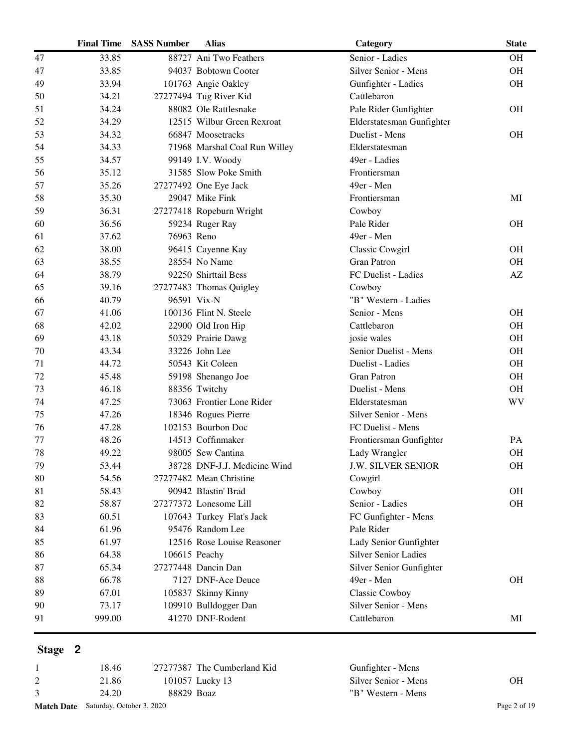| | Final Time | SASS Number | Alias | Category | State |
|---|---|---|---|---|---|
| 47 | 33.85 | 88727 | Ani Two Feathers | Senior - Ladies | OH |
| 47 | 33.85 | 94037 | Bobtown Cooter | Silver Senior - Mens | OH |
| 49 | 33.94 | 101763 | Angie Oakley | Gunfighter - Ladies | OH |
| 50 | 34.21 | 27277494 | Tug River Kid | Cattlebaron | |
| 51 | 34.24 | 88082 | Ole Rattlesnake | Pale Rider Gunfighter | OH |
| 52 | 34.29 | 12515 | Wilbur Green Rexroat | Elderstatesman Gunfighter | |
| 53 | 34.32 | 66847 | Moosetracks | Duelist - Mens | OH |
| 54 | 34.33 | 71968 | Marshal Coal Run Willey | Elderstatesman | |
| 55 | 34.57 | 99149 | I.V. Woody | 49er - Ladies | |
| 56 | 35.12 | 31585 | Slow Poke Smith | Frontiersman | |
| 57 | 35.26 | 27277492 | One Eye Jack | 49er - Men | |
| 58 | 35.30 | 29047 | Mike Fink | Frontiersman | MI |
| 59 | 36.31 | 27277418 | Ropeburn Wright | Cowboy | |
| 60 | 36.56 | 59234 | Ruger Ray | Pale Rider | OH |
| 61 | 37.62 | 76963 | Reno | 49er - Men | |
| 62 | 38.00 | 96415 | Cayenne Kay | Classic Cowgirl | OH |
| 63 | 38.55 | 28554 | No Name | Gran Patron | OH |
| 64 | 38.79 | 92250 | Shirttail Bess | FC Duelist - Ladies | AZ |
| 65 | 39.16 | 27277483 | Thomas Quigley | Cowboy | |
| 66 | 40.79 | 96591 | Vix-N | "B" Western - Ladies | |
| 67 | 41.06 | 100136 | Flint N. Steele | Senior - Mens | OH |
| 68 | 42.02 | 22900 | Old Iron Hip | Cattlebaron | OH |
| 69 | 43.18 | 50329 | Prairie Dawg | josie wales | OH |
| 70 | 43.34 | 33226 | John Lee | Senior Duelist - Mens | OH |
| 71 | 44.72 | 50543 | Kit Coleen | Duelist - Ladies | OH |
| 72 | 45.48 | 59198 | Shenango Joe | Gran Patron | OH |
| 73 | 46.18 | 88356 | Twitchy | Duelist - Mens | OH |
| 74 | 47.25 | 73063 | Frontier Lone Rider | Elderstatesman | WV |
| 75 | 47.26 | 18346 | Rogues Pierre | Silver Senior - Mens | |
| 76 | 47.28 | 102153 | Bourbon Doc | FC Duelist - Mens | |
| 77 | 48.26 | 14513 | Coffinmaker | Frontiersman Gunfighter | PA |
| 78 | 49.22 | 98005 | Sew Cantina | Lady Wrangler | OH |
| 79 | 53.44 | 38728 | DNF-J.J. Medicine Wind | J.W. SILVER SENIOR | OH |
| 80 | 54.56 | 27277482 | Mean Christine | Cowgirl | |
| 81 | 58.43 | 90942 | Blastin' Brad | Cowboy | OH |
| 82 | 58.87 | 27277372 | Lonesome Lill | Senior - Ladies | OH |
| 83 | 60.51 | 107643 | Turkey Flat's Jack | FC Gunfighter - Mens | |
| 84 | 61.96 | 95476 | Random Lee | Pale Rider | |
| 85 | 61.97 | 12516 | Rose Louise Reasoner | Lady Senior Gunfighter | |
| 86 | 64.38 | 106615 | Peachy | Silver Senior Ladies | |
| 87 | 65.34 | 27277448 | Dancin Dan | Silver Senior Gunfighter | |
| 88 | 66.78 | 7127 | DNF-Ace Deuce | 49er - Men | OH |
| 89 | 67.01 | 105837 | Skinny Kinny | Classic Cowboy | |
| 90 | 73.17 | 109910 | Bulldogger Dan | Silver Senior - Mens | |
| 91 | 999.00 | 41270 | DNF-Rodent | Cattlebaron | MI |

## Stage 2

| | Final Time | SASS Number | Alias | Category | State |
|---|---|---|---|---|---|
| 1 | 18.46 | 27277387 | The Cumberland Kid | Gunfighter - Mens | |
| 2 | 21.86 | 101057 | Lucky 13 | Silver Senior - Mens | OH |
| 3 | 24.20 | 88829 | Boaz | "B" Western - Mens | |

**Match Date** Saturday, October 3, 2020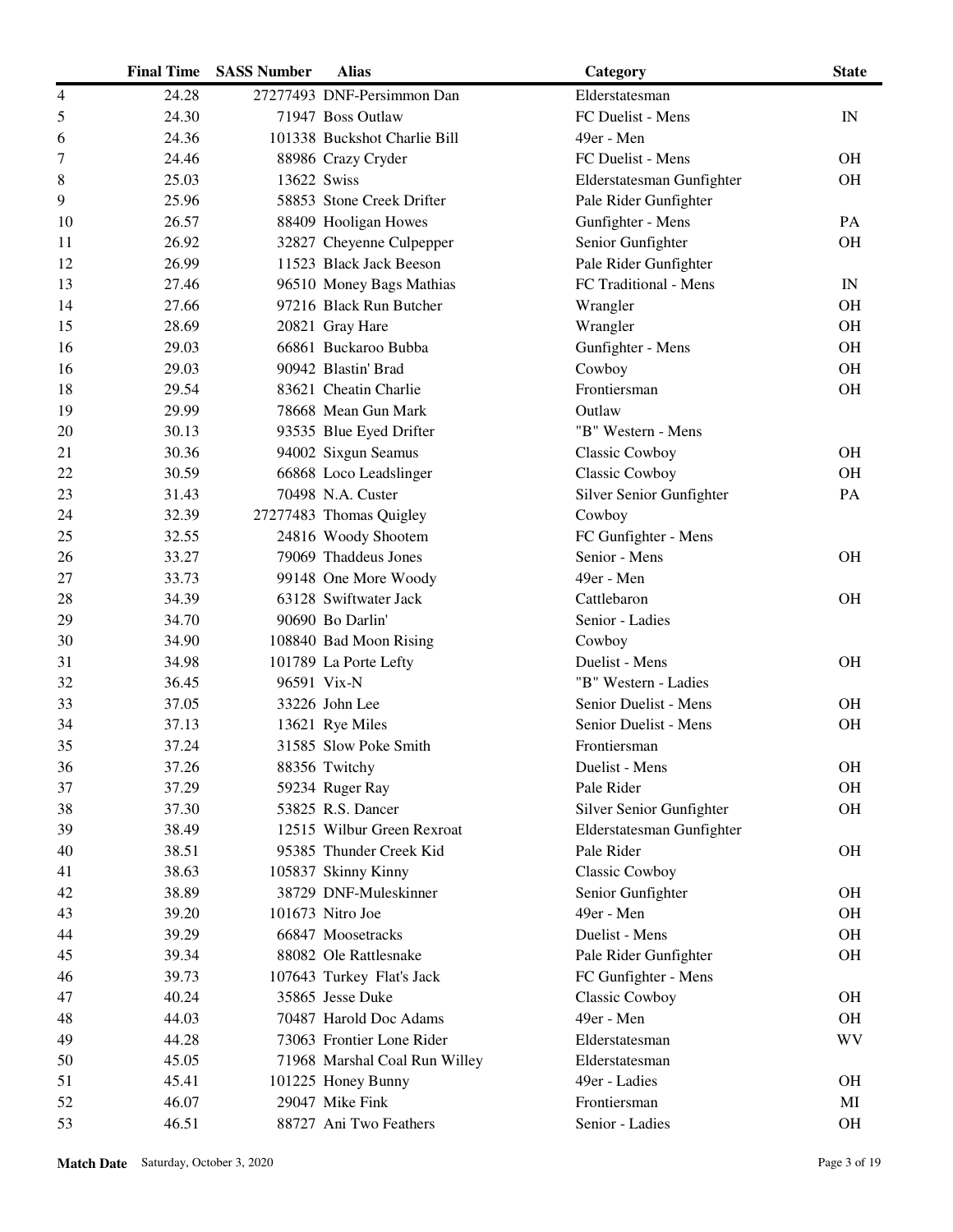| | Final Time | SASS Number | Alias | Category | State |
|---|---|---|---|---|---|
| 4 | 24.28 | 27277493 | DNF-Persimmon Dan | Elderstatesman | |
| 5 | 24.30 | 71947 | Boss Outlaw | FC Duelist - Mens | IN |
| 6 | 24.36 | 101338 | Buckshot Charlie Bill | 49er - Men | |
| 7 | 24.46 | 88986 | Crazy Cryder | FC Duelist - Mens | OH |
| 8 | 25.03 | 13622 | Swiss | Elderstatesman Gunfighter | OH |
| 9 | 25.96 | 58853 | Stone Creek Drifter | Pale Rider Gunfighter | |
| 10 | 26.57 | 88409 | Hooligan Howes | Gunfighter - Mens | PA |
| 11 | 26.92 | 32827 | Cheyenne Culpepper | Senior Gunfighter | OH |
| 12 | 26.99 | 11523 | Black Jack Beeson | Pale Rider Gunfighter | |
| 13 | 27.46 | 96510 | Money Bags Mathias | FC Traditional - Mens | IN |
| 14 | 27.66 | 97216 | Black Run Butcher | Wrangler | OH |
| 15 | 28.69 | 20821 | Gray Hare | Wrangler | OH |
| 16 | 29.03 | 66861 | Buckaroo Bubba | Gunfighter - Mens | OH |
| 16 | 29.03 | 90942 | Blastin' Brad | Cowboy | OH |
| 18 | 29.54 | 83621 | Cheatin Charlie | Frontiersman | OH |
| 19 | 29.99 | 78668 | Mean Gun Mark | Outlaw | |
| 20 | 30.13 | 93535 | Blue Eyed Drifter | "B" Western - Mens | |
| 21 | 30.36 | 94002 | Sixgun Seamus | Classic Cowboy | OH |
| 22 | 30.59 | 66868 | Loco Leadslinger | Classic Cowboy | OH |
| 23 | 31.43 | 70498 | N.A. Custer | Silver Senior Gunfighter | PA |
| 24 | 32.39 | 27277483 | Thomas Quigley | Cowboy | |
| 25 | 32.55 | 24816 | Woody Shootem | FC Gunfighter - Mens | |
| 26 | 33.27 | 79069 | Thaddeus Jones | Senior - Mens | OH |
| 27 | 33.73 | 99148 | One More Woody | 49er - Men | |
| 28 | 34.39 | 63128 | Swiftwater Jack | Cattlebaron | OH |
| 29 | 34.70 | 90690 | Bo Darlin' | Senior - Ladies | |
| 30 | 34.90 | 108840 | Bad Moon Rising | Cowboy | |
| 31 | 34.98 | 101789 | La Porte Lefty | Duelist - Mens | OH |
| 32 | 36.45 | 96591 | Vix-N | "B" Western - Ladies | |
| 33 | 37.05 | 33226 | John Lee | Senior Duelist - Mens | OH |
| 34 | 37.13 | 13621 | Rye Miles | Senior Duelist - Mens | OH |
| 35 | 37.24 | 31585 | Slow Poke Smith | Frontiersman | |
| 36 | 37.26 | 88356 | Twitchy | Duelist - Mens | OH |
| 37 | 37.29 | 59234 | Ruger Ray | Pale Rider | OH |
| 38 | 37.30 | 53825 | R.S. Dancer | Silver Senior Gunfighter | OH |
| 39 | 38.49 | 12515 | Wilbur Green Rexroat | Elderstatesman Gunfighter | |
| 40 | 38.51 | 95385 | Thunder Creek Kid | Pale Rider | OH |
| 41 | 38.63 | 105837 | Skinny Kinny | Classic Cowboy | |
| 42 | 38.89 | 38729 | DNF-Muleskinner | Senior Gunfighter | OH |
| 43 | 39.20 | 101673 | Nitro Joe | 49er - Men | OH |
| 44 | 39.29 | 66847 | Moosetracks | Duelist - Mens | OH |
| 45 | 39.34 | 88082 | Ole Rattlesnake | Pale Rider Gunfighter | OH |
| 46 | 39.73 | 107643 | Turkey Flat's Jack | FC Gunfighter - Mens | |
| 47 | 40.24 | 35865 | Jesse Duke | Classic Cowboy | OH |
| 48 | 44.03 | 70487 | Harold Doc Adams | 49er - Men | OH |
| 49 | 44.28 | 73063 | Frontier Lone Rider | Elderstatesman | WV |
| 50 | 45.05 | 71968 | Marshal Coal Run Willey | Elderstatesman | |
| 51 | 45.41 | 101225 | Honey Bunny | 49er - Ladies | OH |
| 52 | 46.07 | 29047 | Mike Fink | Frontiersman | MI |
| 53 | 46.51 | 88727 | Ani Two Feathers | Senior - Ladies | OH |

**Match Date** Saturday, October 3, 2020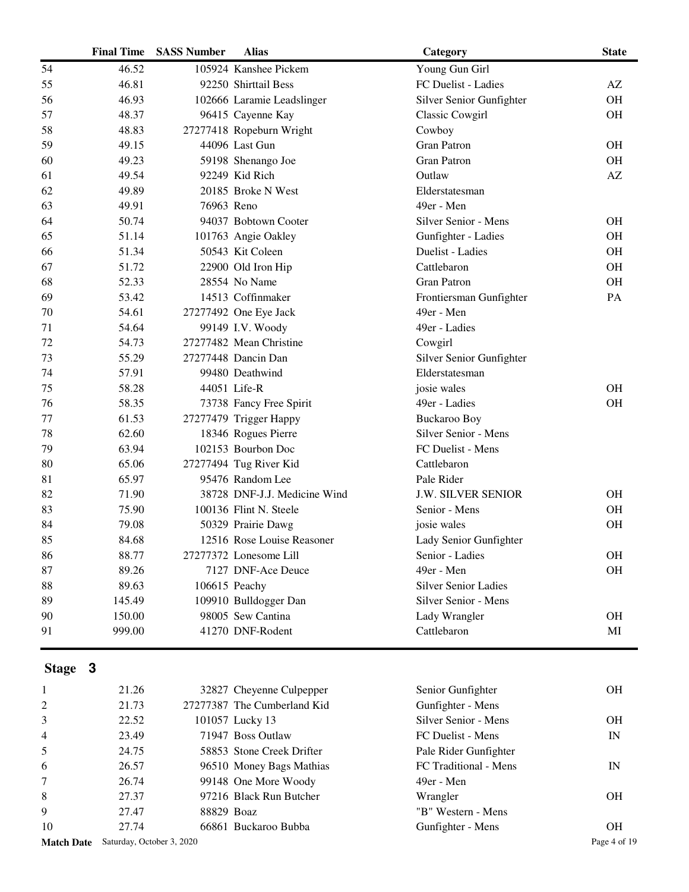| | Final Time | SASS Number | Alias | Category | State |
|---|---|---|---|---|---|
| 54 | 46.52 | 105924 | Kanshee Pickem | Young Gun Girl | |
| 55 | 46.81 | 92250 | Shirttail Bess | FC Duelist - Ladies | AZ |
| 56 | 46.93 | 102666 | Laramie Leadslinger | Silver Senior Gunfighter | OH |
| 57 | 48.37 | 96415 | Cayenne Kay | Classic Cowgirl | OH |
| 58 | 48.83 | 27277418 | Ropeburn Wright | Cowboy | |
| 59 | 49.15 | 44096 | Last Gun | Gran Patron | OH |
| 60 | 49.23 | 59198 | Shenango Joe | Gran Patron | OH |
| 61 | 49.54 | 92249 | Kid Rich | Outlaw | AZ |
| 62 | 49.89 | 20185 | Broke N West | Elderstatesman | |
| 63 | 49.91 | 76963 | Reno | 49er - Men | |
| 64 | 50.74 | 94037 | Bobtown Cooter | Silver Senior - Mens | OH |
| 65 | 51.14 | 101763 | Angie Oakley | Gunfighter - Ladies | OH |
| 66 | 51.34 | 50543 | Kit Coleen | Duelist - Ladies | OH |
| 67 | 51.72 | 22900 | Old Iron Hip | Cattlebaron | OH |
| 68 | 52.33 | 28554 | No Name | Gran Patron | OH |
| 69 | 53.42 | 14513 | Coffinmaker | Frontiersman Gunfighter | PA |
| 70 | 54.61 | 27277492 | One Eye Jack | 49er - Men | |
| 71 | 54.64 | 99149 | I.V. Woody | 49er - Ladies | |
| 72 | 54.73 | 27277482 | Mean Christine | Cowgirl | |
| 73 | 55.29 | 27277448 | Dancin Dan | Silver Senior Gunfighter | |
| 74 | 57.91 | 99480 | Deathwind | Elderstatesman | |
| 75 | 58.28 | 44051 | Life-R | josie wales | OH |
| 76 | 58.35 | 73738 | Fancy Free Spirit | 49er - Ladies | OH |
| 77 | 61.53 | 27277479 | Trigger Happy | Buckaroo Boy | |
| 78 | 62.60 | 18346 | Rogues Pierre | Silver Senior - Mens | |
| 79 | 63.94 | 102153 | Bourbon Doc | FC Duelist - Mens | |
| 80 | 65.06 | 27277494 | Tug River Kid | Cattlebaron | |
| 81 | 65.97 | 95476 | Random Lee | Pale Rider | |
| 82 | 71.90 | 38728 | DNF-J.J. Medicine Wind | J.W. SILVER SENIOR | OH |
| 83 | 75.90 | 100136 | Flint N. Steele | Senior - Mens | OH |
| 84 | 79.08 | 50329 | Prairie Dawg | josie wales | OH |
| 85 | 84.68 | 12516 | Rose Louise Reasoner | Lady Senior Gunfighter | |
| 86 | 88.77 | 27277372 | Lonesome Lill | Senior - Ladies | OH |
| 87 | 89.26 | 7127 | DNF-Ace Deuce | 49er - Men | OH |
| 88 | 89.63 | 106615 | Peachy | Silver Senior Ladies | |
| 89 | 145.49 | 109910 | Bulldogger Dan | Silver Senior - Mens | |
| 90 | 150.00 | 98005 | Sew Cantina | Lady Wrangler | OH |
| 91 | 999.00 | 41270 | DNF-Rodent | Cattlebaron | MI |

## Stage 3

| | Final Time | SASS Number | Alias | Category | State |
|---|---|---|---|---|---|
| 1 | 21.26 | 32827 | Cheyenne Culpepper | Senior Gunfighter | OH |
| 2 | 21.73 | 27277387 | The Cumberland Kid | Gunfighter - Mens | |
| 3 | 22.52 | 101057 | Lucky 13 | Silver Senior - Mens | OH |
| 4 | 23.49 | 71947 | Boss Outlaw | FC Duelist - Mens | IN |
| 5 | 24.75 | 58853 | Stone Creek Drifter | Pale Rider Gunfighter | |
| 6 | 26.57 | 96510 | Money Bags Mathias | FC Traditional - Mens | IN |
| 7 | 26.74 | 99148 | One More Woody | 49er - Men | |
| 8 | 27.37 | 97216 | Black Run Butcher | Wrangler | OH |
| 9 | 27.47 | 88829 | Boaz | "B" Western - Mens | |
| 10 | 27.74 | 66861 | Buckaroo Bubba | Gunfighter - Mens | OH |

**Match Date** Saturday, October 3, 2020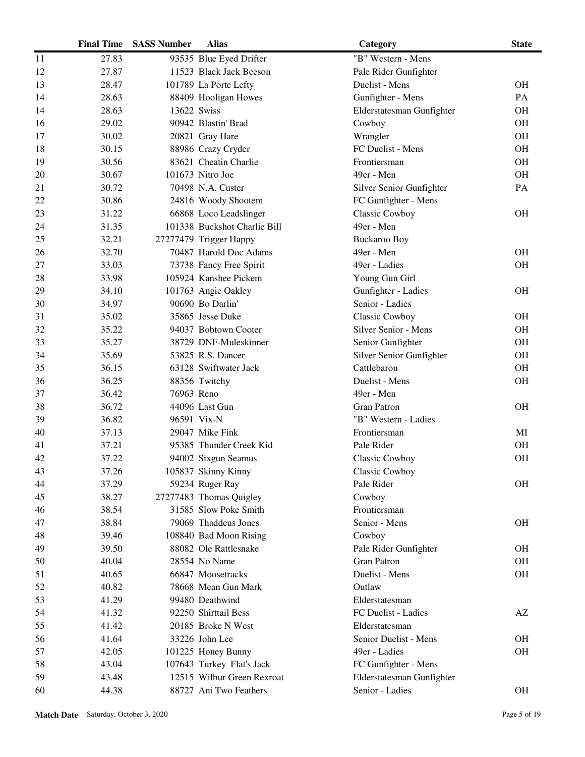|  | Final Time | SASS Number | Alias | Category | State |
|---|---|---|---|---|---|
| 11 | 27.83 | 93535 | Blue Eyed Drifter | "B" Western - Mens |  |
| 12 | 27.87 | 11523 | Black Jack Beeson | Pale Rider Gunfighter |  |
| 13 | 28.47 | 101789 | La Porte Lefty | Duelist - Mens | OH |
| 14 | 28.63 | 88409 | Hooligan Howes | Gunfighter - Mens | PA |
| 14 | 28.63 | 13622 | Swiss | Elderstatesman Gunfighter | OH |
| 16 | 29.02 | 90942 | Blastin' Brad | Cowboy | OH |
| 17 | 30.02 | 20821 | Gray Hare | Wrangler | OH |
| 18 | 30.15 | 88986 | Crazy Cryder | FC Duelist - Mens | OH |
| 19 | 30.56 | 83621 | Cheatin Charlie | Frontiersman | OH |
| 20 | 30.67 | 101673 | Nitro Joe | 49er - Men | OH |
| 21 | 30.72 | 70498 | N.A. Custer | Silver Senior Gunfighter | PA |
| 22 | 30.86 | 24816 | Woody Shootem | FC Gunfighter - Mens |  |
| 23 | 31.22 | 66868 | Loco Leadslinger | Classic Cowboy | OH |
| 24 | 31.35 | 101338 | Buckshot Charlie Bill | 49er - Men |  |
| 25 | 32.21 | 27277479 | Trigger Happy | Buckaroo Boy |  |
| 26 | 32.70 | 70487 | Harold Doc Adams | 49er - Men | OH |
| 27 | 33.03 | 73738 | Fancy Free Spirit | 49er - Ladies | OH |
| 28 | 33.98 | 105924 | Kanshee Pickem | Young Gun Girl |  |
| 29 | 34.10 | 101763 | Angie Oakley | Gunfighter - Ladies | OH |
| 30 | 34.97 | 90690 | Bo Darlin' | Senior - Ladies |  |
| 31 | 35.02 | 35865 | Jesse Duke | Classic Cowboy | OH |
| 32 | 35.22 | 94037 | Bobtown Cooter | Silver Senior - Mens | OH |
| 33 | 35.27 | 38729 | DNF-Muleskinner | Senior Gunfighter | OH |
| 34 | 35.69 | 53825 | R.S. Dancer | Silver Senior Gunfighter | OH |
| 35 | 36.15 | 63128 | Swiftwater Jack | Cattlebaron | OH |
| 36 | 36.25 | 88356 | Twitchy | Duelist - Mens | OH |
| 37 | 36.42 | 76963 | Reno | 49er - Men |  |
| 38 | 36.72 | 44096 | Last Gun | Gran Patron | OH |
| 39 | 36.82 | 96591 | Vix-N | "B" Western - Ladies |  |
| 40 | 37.13 | 29047 | Mike Fink | Frontiersman | MI |
| 41 | 37.21 | 95385 | Thunder Creek Kid | Pale Rider | OH |
| 42 | 37.22 | 94002 | Sixgun Seamus | Classic Cowboy | OH |
| 43 | 37.26 | 105837 | Skinny Kinny | Classic Cowboy |  |
| 44 | 37.29 | 59234 | Ruger Ray | Pale Rider | OH |
| 45 | 38.27 | 27277483 | Thomas Quigley | Cowboy |  |
| 46 | 38.54 | 31585 | Slow Poke Smith | Frontiersman |  |
| 47 | 38.84 | 79069 | Thaddeus Jones | Senior - Mens | OH |
| 48 | 39.46 | 108840 | Bad Moon Rising | Cowboy |  |
| 49 | 39.50 | 88082 | Ole Rattlesnake | Pale Rider Gunfighter | OH |
| 50 | 40.04 | 28554 | No Name | Gran Patron | OH |
| 51 | 40.65 | 66847 | Moosetracks | Duelist - Mens | OH |
| 52 | 40.82 | 78668 | Mean Gun Mark | Outlaw |  |
| 53 | 41.29 | 99480 | Deathwind | Elderstatesman |  |
| 54 | 41.32 | 92250 | Shirttail Bess | FC Duelist - Ladies | AZ |
| 55 | 41.42 | 20185 | Broke N West | Elderstatesman |  |
| 56 | 41.64 | 33226 | John Lee | Senior Duelist - Mens | OH |
| 57 | 42.05 | 101225 | Honey Bunny | 49er - Ladies | OH |
| 58 | 43.04 | 107643 | Turkey Flat's Jack | FC Gunfighter - Mens |  |
| 59 | 43.48 | 12515 | Wilbur Green Rexroat | Elderstatesman Gunfighter |  |
| 60 | 44.38 | 88727 | Ani Two Feathers | Senior - Ladies | OH |

**Match Date** Saturday, October 3, 2020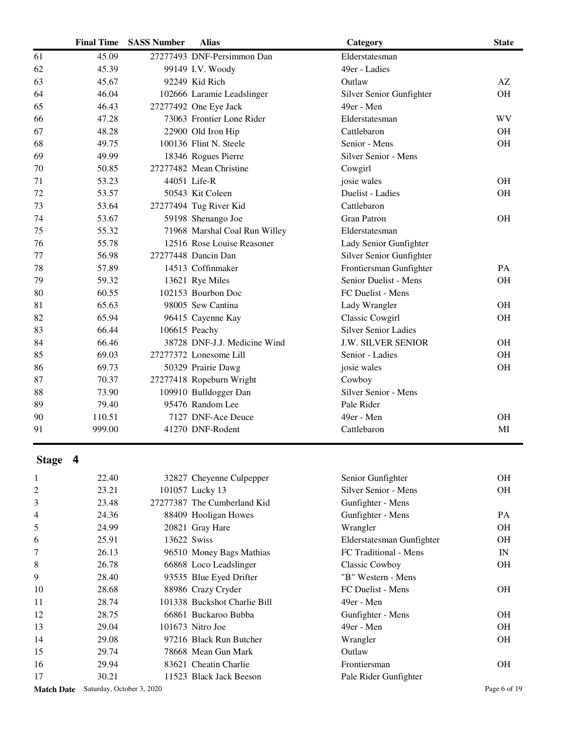| | Final Time | SASS Number | Alias | Category | State |
|---|---|---|---|---|---|
| 61 | 45.09 | 27277493 | DNF-Persimmon Dan | Elderstatesman | |
| 62 | 45.39 | 99149 | I.V. Woody | 49er - Ladies | |
| 63 | 45.67 | 92249 | Kid Rich | Outlaw | AZ |
| 64 | 46.04 | 102666 | Laramie Leadslinger | Silver Senior Gunfighter | OH |
| 65 | 46.43 | 27277492 | One Eye Jack | 49er - Men | |
| 66 | 47.28 | 73063 | Frontier Lone Rider | Elderstatesman | WV |
| 67 | 48.28 | 22900 | Old Iron Hip | Cattlebaron | OH |
| 68 | 49.75 | 100136 | Flint N. Steele | Senior - Mens | OH |
| 69 | 49.99 | 18346 | Rogues Pierre | Silver Senior - Mens | |
| 70 | 50.85 | 27277482 | Mean Christine | Cowgirl | |
| 71 | 53.23 | 44051 | Life-R | josie wales | OH |
| 72 | 53.57 | 50543 | Kit Coleen | Duelist - Ladies | OH |
| 73 | 53.64 | 27277494 | Tug River Kid | Cattlebaron | |
| 74 | 53.67 | 59198 | Shenango Joe | Gran Patron | OH |
| 75 | 55.32 | 71968 | Marshal Coal Run Willey | Elderstatesman | |
| 76 | 55.78 | 12516 | Rose Louise Reasoner | Lady Senior Gunfighter | |
| 77 | 56.98 | 27277448 | Dancin Dan | Silver Senior Gunfighter | |
| 78 | 57.89 | 14513 | Coffinmaker | Frontiersman Gunfighter | PA |
| 79 | 59.32 | 13621 | Rye Miles | Senior Duelist - Mens | OH |
| 80 | 60.55 | 102153 | Bourbon Doc | FC Duelist - Mens | |
| 81 | 65.63 | 98005 | Sew Cantina | Lady Wrangler | OH |
| 82 | 65.94 | 96415 | Cayenne Kay | Classic Cowgirl | OH |
| 83 | 66.44 | 106615 | Peachy | Silver Senior Ladies | |
| 84 | 66.46 | 38728 | DNF-J.J. Medicine Wind | J.W. SILVER SENIOR | OH |
| 85 | 69.03 | 27277372 | Lonesome Lill | Senior - Ladies | OH |
| 86 | 69.73 | 50329 | Prairie Dawg | josie wales | OH |
| 87 | 70.37 | 27277418 | Ropeburn Wright | Cowboy | |
| 88 | 73.90 | 109910 | Bulldogger Dan | Silver Senior - Mens | |
| 89 | 79.40 | 95476 | Random Lee | Pale Rider | |
| 90 | 110.51 | 7127 | DNF-Ace Deuce | 49er - Men | OH |
| 91 | 999.00 | 41270 | DNF-Rodent | Cattlebaron | MI |

## Stage 4

| | Final Time | SASS Number | Alias | Category | State |
|---|---|---|---|---|---|
| 1 | 22.40 | 32827 | Cheyenne Culpepper | Senior Gunfighter | OH |
| 2 | 23.21 | 101057 | Lucky 13 | Silver Senior - Mens | OH |
| 3 | 23.48 | 27277387 | The Cumberland Kid | Gunfighter - Mens | |
| 4 | 24.36 | 88409 | Hooligan Howes | Gunfighter - Mens | PA |
| 5 | 24.99 | 20821 | Gray Hare | Wrangler | OH |
| 6 | 25.91 | 13622 | Swiss | Elderstatesman Gunfighter | OH |
| 7 | 26.13 | 96510 | Money Bags Mathias | FC Traditional - Mens | IN |
| 8 | 26.78 | 66868 | Loco Leadslinger | Classic Cowboy | OH |
| 9 | 28.40 | 93535 | Blue Eyed Drifter | "B" Western - Mens | |
| 10 | 28.68 | 88986 | Crazy Cryder | FC Duelist - Mens | OH |
| 11 | 28.74 | 101338 | Buckshot Charlie Bill | 49er - Men | |
| 12 | 28.75 | 66861 | Buckaroo Bubba | Gunfighter - Mens | OH |
| 13 | 29.04 | 101673 | Nitro Joe | 49er - Men | OH |
| 14 | 29.08 | 97216 | Black Run Butcher | Wrangler | OH |
| 15 | 29.74 | 78668 | Mean Gun Mark | Outlaw | |
| 16 | 29.94 | 83621 | Cheatin Charlie | Frontiersman | OH |
| 17 | 30.21 | 11523 | Black Jack Beeson | Pale Rider Gunfighter | |

**Match Date** Saturday, October 3, 2020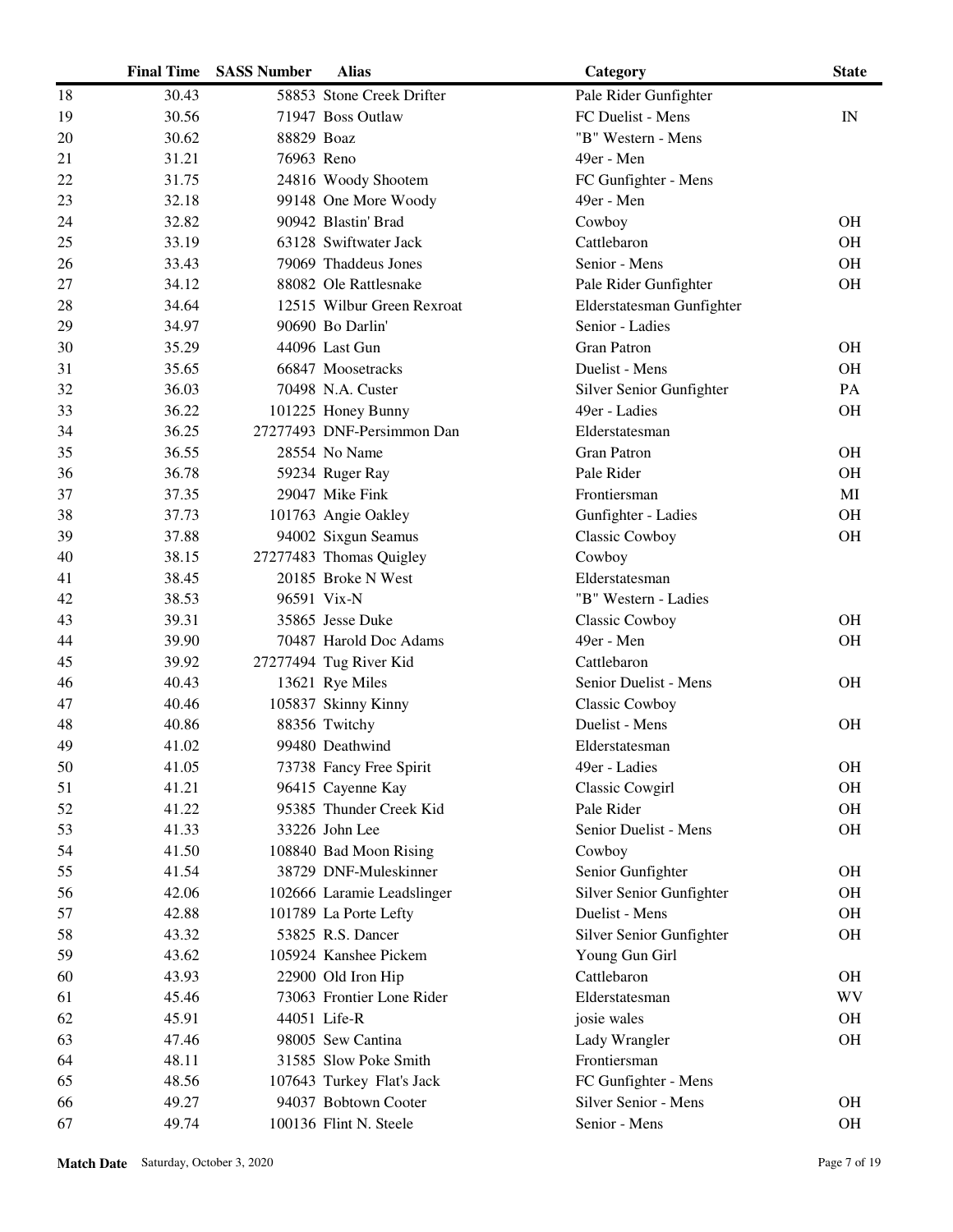|  | Final Time | SASS Number | Alias | Category | State |
|---|---|---|---|---|---|
| 18 | 30.43 | 58853 | Stone Creek Drifter | Pale Rider Gunfighter |  |
| 19 | 30.56 | 71947 | Boss Outlaw | FC Duelist - Mens | IN |
| 20 | 30.62 | 88829 | Boaz | "B" Western - Mens |  |
| 21 | 31.21 | 76963 | Reno | 49er - Men |  |
| 22 | 31.75 | 24816 | Woody Shootem | FC Gunfighter - Mens |  |
| 23 | 32.18 | 99148 | One More Woody | 49er - Men |  |
| 24 | 32.82 | 90942 | Blastin' Brad | Cowboy | OH |
| 25 | 33.19 | 63128 | Swiftwater Jack | Cattlebaron | OH |
| 26 | 33.43 | 79069 | Thaddeus Jones | Senior - Mens | OH |
| 27 | 34.12 | 88082 | Ole Rattlesnake | Pale Rider Gunfighter | OH |
| 28 | 34.64 | 12515 | Wilbur Green Rexroat | Elderstatesman Gunfighter |  |
| 29 | 34.97 | 90690 | Bo Darlin' | Senior - Ladies |  |
| 30 | 35.29 | 44096 | Last Gun | Gran Patron | OH |
| 31 | 35.65 | 66847 | Moosetracks | Duelist - Mens | OH |
| 32 | 36.03 | 70498 | N.A. Custer | Silver Senior Gunfighter | PA |
| 33 | 36.22 | 101225 | Honey Bunny | 49er - Ladies | OH |
| 34 | 36.25 | 27277493 | DNF-Persimmon Dan | Elderstatesman |  |
| 35 | 36.55 | 28554 | No Name | Gran Patron | OH |
| 36 | 36.78 | 59234 | Ruger Ray | Pale Rider | OH |
| 37 | 37.35 | 29047 | Mike Fink | Frontiersman | MI |
| 38 | 37.73 | 101763 | Angie Oakley | Gunfighter - Ladies | OH |
| 39 | 37.88 | 94002 | Sixgun Seamus | Classic Cowboy | OH |
| 40 | 38.15 | 27277483 | Thomas Quigley | Cowboy |  |
| 41 | 38.45 | 20185 | Broke N West | Elderstatesman |  |
| 42 | 38.53 | 96591 | Vix-N | "B" Western - Ladies |  |
| 43 | 39.31 | 35865 | Jesse Duke | Classic Cowboy | OH |
| 44 | 39.90 | 70487 | Harold Doc Adams | 49er - Men | OH |
| 45 | 39.92 | 27277494 | Tug River Kid | Cattlebaron |  |
| 46 | 40.43 | 13621 | Rye Miles | Senior Duelist - Mens | OH |
| 47 | 40.46 | 105837 | Skinny Kinny | Classic Cowboy |  |
| 48 | 40.86 | 88356 | Twitchy | Duelist - Mens | OH |
| 49 | 41.02 | 99480 | Deathwind | Elderstatesman |  |
| 50 | 41.05 | 73738 | Fancy Free Spirit | 49er - Ladies | OH |
| 51 | 41.21 | 96415 | Cayenne Kay | Classic Cowgirl | OH |
| 52 | 41.22 | 95385 | Thunder Creek Kid | Pale Rider | OH |
| 53 | 41.33 | 33226 | John Lee | Senior Duelist - Mens | OH |
| 54 | 41.50 | 108840 | Bad Moon Rising | Cowboy |  |
| 55 | 41.54 | 38729 | DNF-Muleskinner | Senior Gunfighter | OH |
| 56 | 42.06 | 102666 | Laramie Leadslinger | Silver Senior Gunfighter | OH |
| 57 | 42.88 | 101789 | La Porte Lefty | Duelist - Mens | OH |
| 58 | 43.32 | 53825 | R.S. Dancer | Silver Senior Gunfighter | OH |
| 59 | 43.62 | 105924 | Kanshee Pickem | Young Gun Girl |  |
| 60 | 43.93 | 22900 | Old Iron Hip | Cattlebaron | OH |
| 61 | 45.46 | 73063 | Frontier Lone Rider | Elderstatesman | WV |
| 62 | 45.91 | 44051 | Life-R | josie wales | OH |
| 63 | 47.46 | 98005 | Sew Cantina | Lady Wrangler | OH |
| 64 | 48.11 | 31585 | Slow Poke Smith | Frontiersman |  |
| 65 | 48.56 | 107643 | Turkey Flat's Jack | FC Gunfighter - Mens |  |
| 66 | 49.27 | 94037 | Bobtown Cooter | Silver Senior - Mens | OH |
| 67 | 49.74 | 100136 | Flint N. Steele | Senior - Mens | OH |

**Match Date** Saturday, October 3, 2020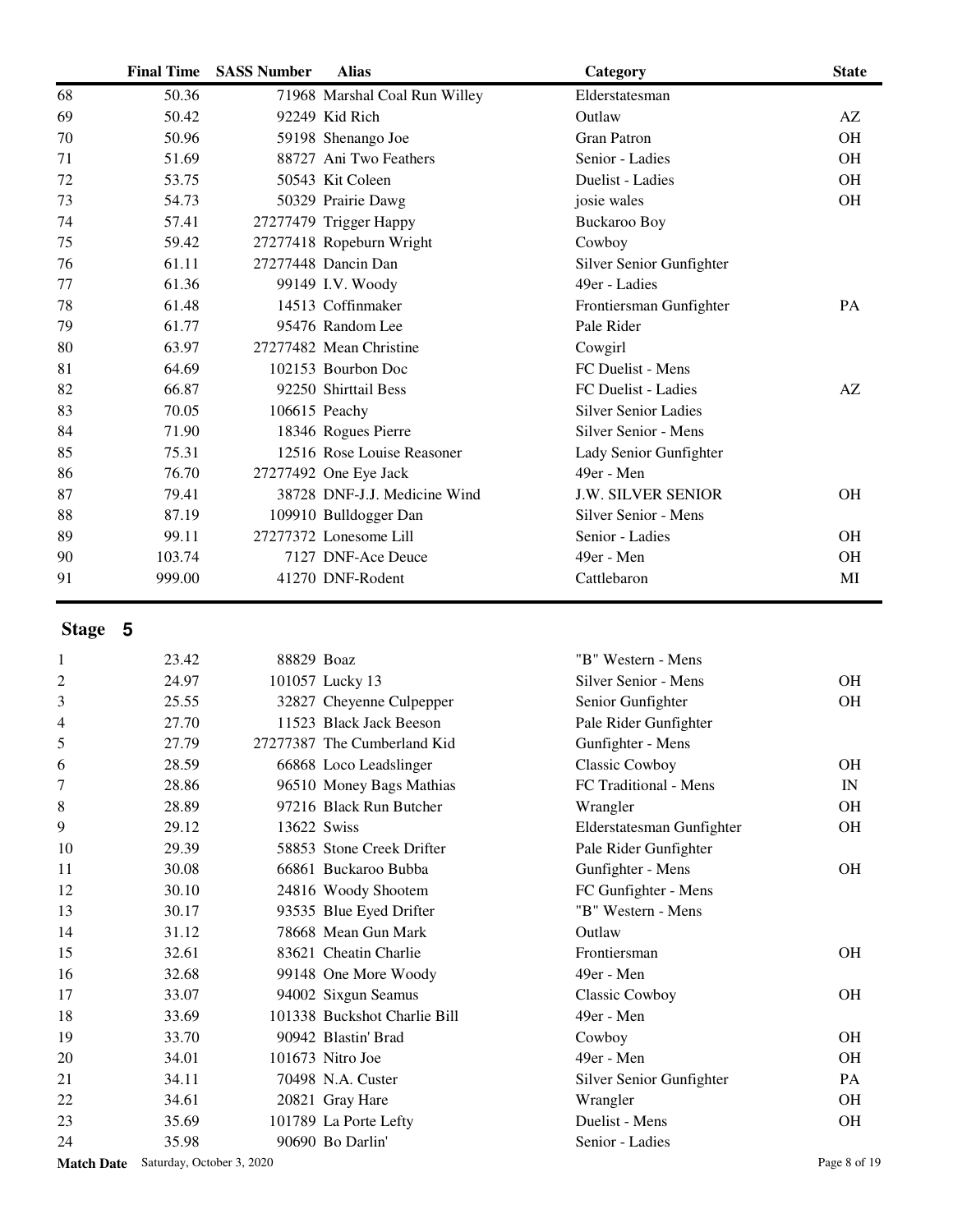| | Final Time | SASS Number | Alias | Category | State |
|---|---|---|---|---|---|
| 68 | 50.36 | 71968 | Marshal Coal Run Willey | Elderstatesman | |
| 69 | 50.42 | 92249 | Kid Rich | Outlaw | AZ |
| 70 | 50.96 | 59198 | Shenango Joe | Gran Patron | OH |
| 71 | 51.69 | 88727 | Ani Two Feathers | Senior - Ladies | OH |
| 72 | 53.75 | 50543 | Kit Coleen | Duelist - Ladies | OH |
| 73 | 54.73 | 50329 | Prairie Dawg | josie wales | OH |
| 74 | 57.41 | 27277479 | Trigger Happy | Buckaroo Boy | |
| 75 | 59.42 | 27277418 | Ropeburn Wright | Cowboy | |
| 76 | 61.11 | 27277448 | Dancin Dan | Silver Senior Gunfighter | |
| 77 | 61.36 | 99149 | I.V. Woody | 49er - Ladies | |
| 78 | 61.48 | 14513 | Coffinmaker | Frontiersman Gunfighter | PA |
| 79 | 61.77 | 95476 | Random Lee | Pale Rider | |
| 80 | 63.97 | 27277482 | Mean Christine | Cowgirl | |
| 81 | 64.69 | 102153 | Bourbon Doc | FC Duelist - Mens | |
| 82 | 66.87 | 92250 | Shirttail Bess | FC Duelist - Ladies | AZ |
| 83 | 70.05 | 106615 | Peachy | Silver Senior Ladies | |
| 84 | 71.90 | 18346 | Rogues Pierre | Silver Senior - Mens | |
| 85 | 75.31 | 12516 | Rose Louise Reasoner | Lady Senior Gunfighter | |
| 86 | 76.70 | 27277492 | One Eye Jack | 49er - Men | |
| 87 | 79.41 | 38728 | DNF-J.J. Medicine Wind | J.W. SILVER SENIOR | OH |
| 88 | 87.19 | 109910 | Bulldogger Dan | Silver Senior - Mens | |
| 89 | 99.11 | 27277372 | Lonesome Lill | Senior - Ladies | OH |
| 90 | 103.74 | 7127 | DNF-Ace Deuce | 49er - Men | OH |
| 91 | 999.00 | 41270 | DNF-Rodent | Cattlebaron | MI |

## Stage 5

| | Final Time | SASS Number | Alias | Category | State |
|---|---|---|---|---|---|
| 1 | 23.42 | 88829 | Boaz | "B" Western - Mens | |
| 2 | 24.97 | 101057 | Lucky 13 | Silver Senior - Mens | OH |
| 3 | 25.55 | 32827 | Cheyenne Culpepper | Senior Gunfighter | OH |
| 4 | 27.70 | 11523 | Black Jack Beeson | Pale Rider Gunfighter | |
| 5 | 27.79 | 27277387 | The Cumberland Kid | Gunfighter - Mens | |
| 6 | 28.59 | 66868 | Loco Leadslinger | Classic Cowboy | OH |
| 7 | 28.86 | 96510 | Money Bags Mathias | FC Traditional - Mens | IN |
| 8 | 28.89 | 97216 | Black Run Butcher | Wrangler | OH |
| 9 | 29.12 | 13622 | Swiss | Elderstatesman Gunfighter | OH |
| 10 | 29.39 | 58853 | Stone Creek Drifter | Pale Rider Gunfighter | |
| 11 | 30.08 | 66861 | Buckaroo Bubba | Gunfighter - Mens | OH |
| 12 | 30.10 | 24816 | Woody Shootem | FC Gunfighter - Mens | |
| 13 | 30.17 | 93535 | Blue Eyed Drifter | "B" Western - Mens | |
| 14 | 31.12 | 78668 | Mean Gun Mark | Outlaw | |
| 15 | 32.61 | 83621 | Cheatin Charlie | Frontiersman | OH |
| 16 | 32.68 | 99148 | One More Woody | 49er - Men | |
| 17 | 33.07 | 94002 | Sixgun Seamus | Classic Cowboy | OH |
| 18 | 33.69 | 101338 | Buckshot Charlie Bill | 49er - Men | |
| 19 | 33.70 | 90942 | Blastin' Brad | Cowboy | OH |
| 20 | 34.01 | 101673 | Nitro Joe | 49er - Men | OH |
| 21 | 34.11 | 70498 | N.A. Custer | Silver Senior Gunfighter | PA |
| 22 | 34.61 | 20821 | Gray Hare | Wrangler | OH |
| 23 | 35.69 | 101789 | La Porte Lefty | Duelist - Mens | OH |
| 24 | 35.98 | 90690 | Bo Darlin' | Senior - Ladies | |

**Match Date** Saturday, October 3, 2020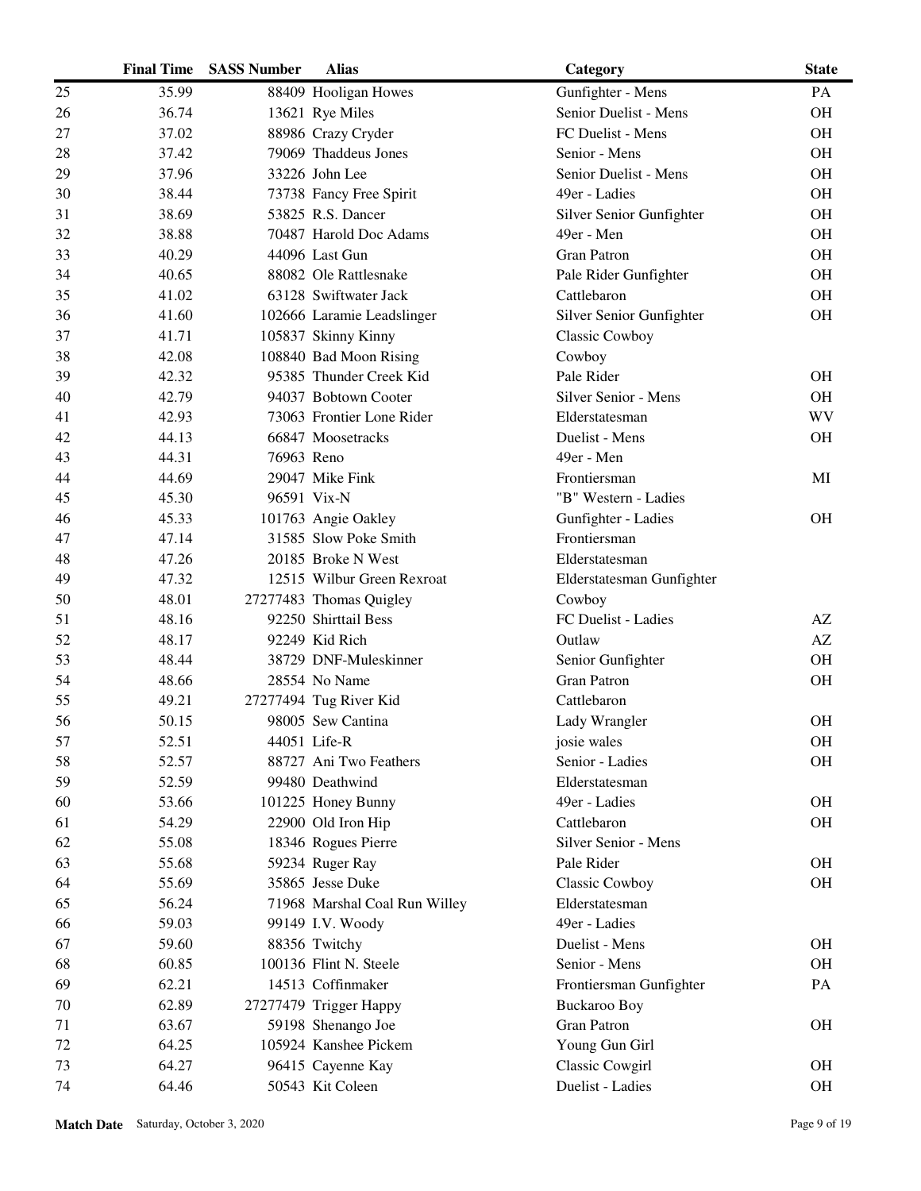|  | Final Time | SASS Number | Alias | Category | State |
|---|---|---|---|---|---|
| 25 | 35.99 | 88409 | Hooligan Howes | Gunfighter - Mens | PA |
| 26 | 36.74 | 13621 | Rye Miles | Senior Duelist - Mens | OH |
| 27 | 37.02 | 88986 | Crazy Cryder | FC Duelist - Mens | OH |
| 28 | 37.42 | 79069 | Thaddeus Jones | Senior - Mens | OH |
| 29 | 37.96 | 33226 | John Lee | Senior Duelist - Mens | OH |
| 30 | 38.44 | 73738 | Fancy Free Spirit | 49er - Ladies | OH |
| 31 | 38.69 | 53825 | R.S. Dancer | Silver Senior Gunfighter | OH |
| 32 | 38.88 | 70487 | Harold Doc Adams | 49er - Men | OH |
| 33 | 40.29 | 44096 | Last Gun | Gran Patron | OH |
| 34 | 40.65 | 88082 | Ole Rattlesnake | Pale Rider Gunfighter | OH |
| 35 | 41.02 | 63128 | Swiftwater Jack | Cattlebaron | OH |
| 36 | 41.60 | 102666 | Laramie Leadslinger | Silver Senior Gunfighter | OH |
| 37 | 41.71 | 105837 | Skinny Kinny | Classic Cowboy |  |
| 38 | 42.08 | 108840 | Bad Moon Rising | Cowboy |  |
| 39 | 42.32 | 95385 | Thunder Creek Kid | Pale Rider | OH |
| 40 | 42.79 | 94037 | Bobtown Cooter | Silver Senior - Mens | OH |
| 41 | 42.93 | 73063 | Frontier Lone Rider | Elderstatesman | WV |
| 42 | 44.13 | 66847 | Moosetracks | Duelist - Mens | OH |
| 43 | 44.31 | 76963 | Reno | 49er - Men |  |
| 44 | 44.69 | 29047 | Mike Fink | Frontiersman | MI |
| 45 | 45.30 | 96591 | Vix-N | "B" Western - Ladies |  |
| 46 | 45.33 | 101763 | Angie Oakley | Gunfighter - Ladies | OH |
| 47 | 47.14 | 31585 | Slow Poke Smith | Frontiersman |  |
| 48 | 47.26 | 20185 | Broke N West | Elderstatesman |  |
| 49 | 47.32 | 12515 | Wilbur Green Rexroat | Elderstatesman Gunfighter |  |
| 50 | 48.01 | 27277483 | Thomas Quigley | Cowboy |  |
| 51 | 48.16 | 92250 | Shirttail Bess | FC Duelist - Ladies | AZ |
| 52 | 48.17 | 92249 | Kid Rich | Outlaw | AZ |
| 53 | 48.44 | 38729 | DNF-Muleskinner | Senior Gunfighter | OH |
| 54 | 48.66 | 28554 | No Name | Gran Patron | OH |
| 55 | 49.21 | 27277494 | Tug River Kid | Cattlebaron |  |
| 56 | 50.15 | 98005 | Sew Cantina | Lady Wrangler | OH |
| 57 | 52.51 | 44051 | Life-R | josie wales | OH |
| 58 | 52.57 | 88727 | Ani Two Feathers | Senior - Ladies | OH |
| 59 | 52.59 | 99480 | Deathwind | Elderstatesman |  |
| 60 | 53.66 | 101225 | Honey Bunny | 49er - Ladies | OH |
| 61 | 54.29 | 22900 | Old Iron Hip | Cattlebaron | OH |
| 62 | 55.08 | 18346 | Rogues Pierre | Silver Senior - Mens |  |
| 63 | 55.68 | 59234 | Ruger Ray | Pale Rider | OH |
| 64 | 55.69 | 35865 | Jesse Duke | Classic Cowboy | OH |
| 65 | 56.24 | 71968 | Marshal Coal Run Willey | Elderstatesman |  |
| 66 | 59.03 | 99149 | I.V. Woody | 49er - Ladies |  |
| 67 | 59.60 | 88356 | Twitchy | Duelist - Mens | OH |
| 68 | 60.85 | 100136 | Flint N. Steele | Senior - Mens | OH |
| 69 | 62.21 | 14513 | Coffinmaker | Frontiersman Gunfighter | PA |
| 70 | 62.89 | 27277479 | Trigger Happy | Buckaroo Boy |  |
| 71 | 63.67 | 59198 | Shenango Joe | Gran Patron | OH |
| 72 | 64.25 | 105924 | Kanshee Pickem | Young Gun Girl |  |
| 73 | 64.27 | 96415 | Cayenne Kay | Classic Cowgirl | OH |
| 74 | 64.46 | 50543 | Kit Coleen | Duelist - Ladies | OH |

**Match Date** Saturday, October 3, 2020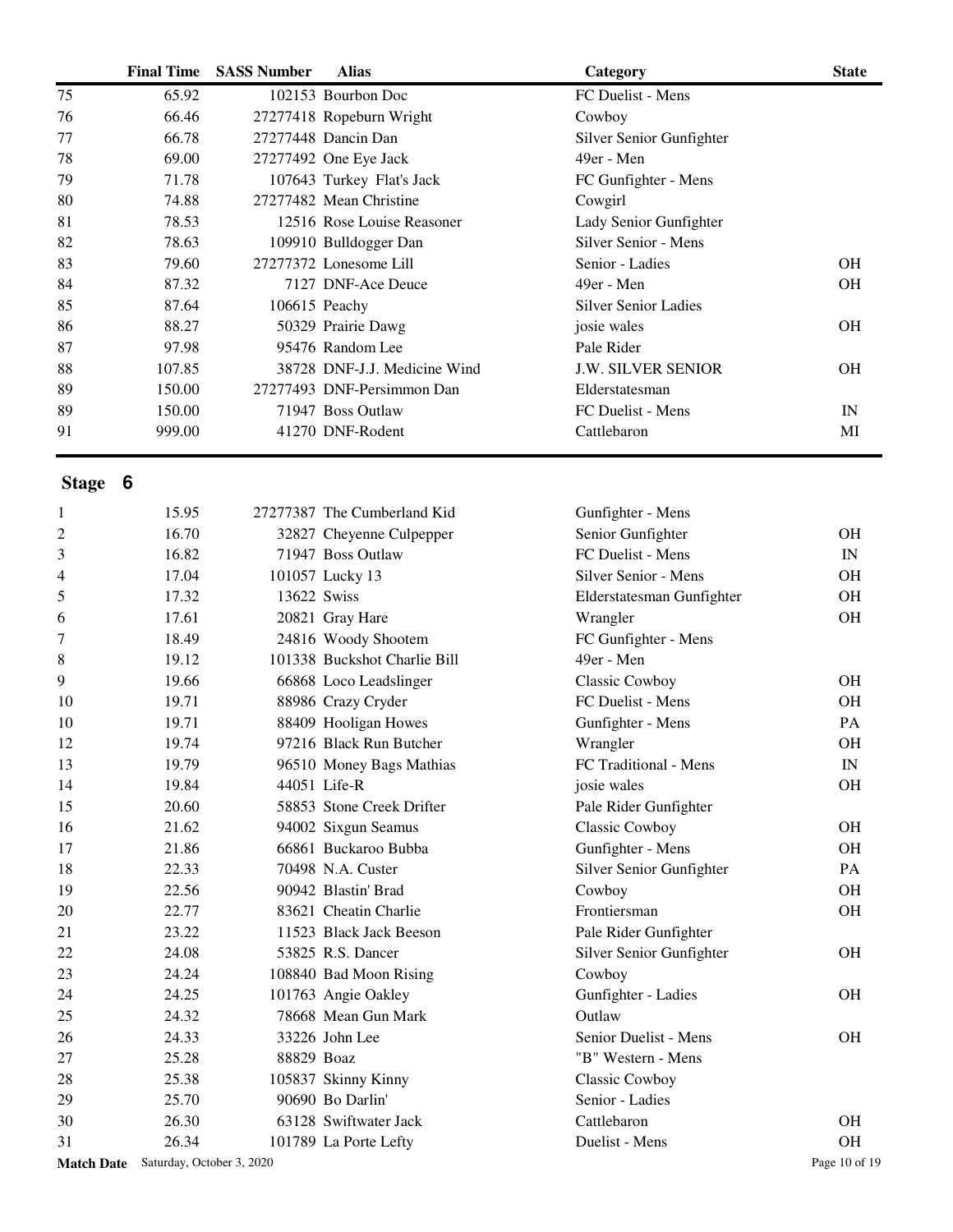| | Final Time | SASS Number | Alias | Category | State |
|---|---|---|---|---|---|
| 75 | 65.92 | 102153 | Bourbon Doc | FC Duelist - Mens | |
| 76 | 66.46 | 27277418 | Ropeburn Wright | Cowboy | |
| 77 | 66.78 | 27277448 | Dancin Dan | Silver Senior Gunfighter | |
| 78 | 69.00 | 27277492 | One Eye Jack | 49er - Men | |
| 79 | 71.78 | 107643 | Turkey Flat's Jack | FC Gunfighter - Mens | |
| 80 | 74.88 | 27277482 | Mean Christine | Cowgirl | |
| 81 | 78.53 | 12516 | Rose Louise Reasoner | Lady Senior Gunfighter | |
| 82 | 78.63 | 109910 | Bulldogger Dan | Silver Senior - Mens | |
| 83 | 79.60 | 27277372 | Lonesome Lill | Senior - Ladies | OH |
| 84 | 87.32 | 7127 | DNF-Ace Deuce | 49er - Men | OH |
| 85 | 87.64 | 106615 | Peachy | Silver Senior Ladies | |
| 86 | 88.27 | 50329 | Prairie Dawg | josie wales | OH |
| 87 | 97.98 | 95476 | Random Lee | Pale Rider | |
| 88 | 107.85 | 38728 | DNF-J.J. Medicine Wind | J.W. SILVER SENIOR | OH |
| 89 | 150.00 | 27277493 | DNF-Persimmon Dan | Elderstatesman | |
| 89 | 150.00 | 71947 | Boss Outlaw | FC Duelist - Mens | IN |
| 91 | 999.00 | 41270 | DNF-Rodent | Cattlebaron | MI |

## Stage 6

| | Final Time | SASS Number | Alias | Category | State |
|---|---|---|---|---|---|
| 1 | 15.95 | 27277387 | The Cumberland Kid | Gunfighter - Mens | |
| 2 | 16.70 | 32827 | Cheyenne Culpepper | Senior Gunfighter | OH |
| 3 | 16.82 | 71947 | Boss Outlaw | FC Duelist - Mens | IN |
| 4 | 17.04 | 101057 | Lucky 13 | Silver Senior - Mens | OH |
| 5 | 17.32 | 13622 | Swiss | Elderstatesman Gunfighter | OH |
| 6 | 17.61 | 20821 | Gray Hare | Wrangler | OH |
| 7 | 18.49 | 24816 | Woody Shootem | FC Gunfighter - Mens | |
| 8 | 19.12 | 101338 | Buckshot Charlie Bill | 49er - Men | |
| 9 | 19.66 | 66868 | Loco Leadslinger | Classic Cowboy | OH |
| 10 | 19.71 | 88986 | Crazy Cryder | FC Duelist - Mens | OH |
| 10 | 19.71 | 88409 | Hooligan Howes | Gunfighter - Mens | PA |
| 12 | 19.74 | 97216 | Black Run Butcher | Wrangler | OH |
| 13 | 19.79 | 96510 | Money Bags Mathias | FC Traditional - Mens | IN |
| 14 | 19.84 | 44051 | Life-R | josie wales | OH |
| 15 | 20.60 | 58853 | Stone Creek Drifter | Pale Rider Gunfighter | |
| 16 | 21.62 | 94002 | Sixgun Seamus | Classic Cowboy | OH |
| 17 | 21.86 | 66861 | Buckaroo Bubba | Gunfighter - Mens | OH |
| 18 | 22.33 | 70498 | N.A. Custer | Silver Senior Gunfighter | PA |
| 19 | 22.56 | 90942 | Blastin' Brad | Cowboy | OH |
| 20 | 22.77 | 83621 | Cheatin Charlie | Frontiersman | OH |
| 21 | 23.22 | 11523 | Black Jack Beeson | Pale Rider Gunfighter | |
| 22 | 24.08 | 53825 | R.S. Dancer | Silver Senior Gunfighter | OH |
| 23 | 24.24 | 108840 | Bad Moon Rising | Cowboy | |
| 24 | 24.25 | 101763 | Angie Oakley | Gunfighter - Ladies | OH |
| 25 | 24.32 | 78668 | Mean Gun Mark | Outlaw | |
| 26 | 24.33 | 33226 | John Lee | Senior Duelist - Mens | OH |
| 27 | 25.28 | 88829 | Boaz | "B" Western - Mens | |
| 28 | 25.38 | 105837 | Skinny Kinny | Classic Cowboy | |
| 29 | 25.70 | 90690 | Bo Darlin' | Senior - Ladies | |
| 30 | 26.30 | 63128 | Swiftwater Jack | Cattlebaron | OH |
| 31 | 26.34 | 101789 | La Porte Lefty | Duelist - Mens | OH |

**Match Date** Saturday, October 3, 2020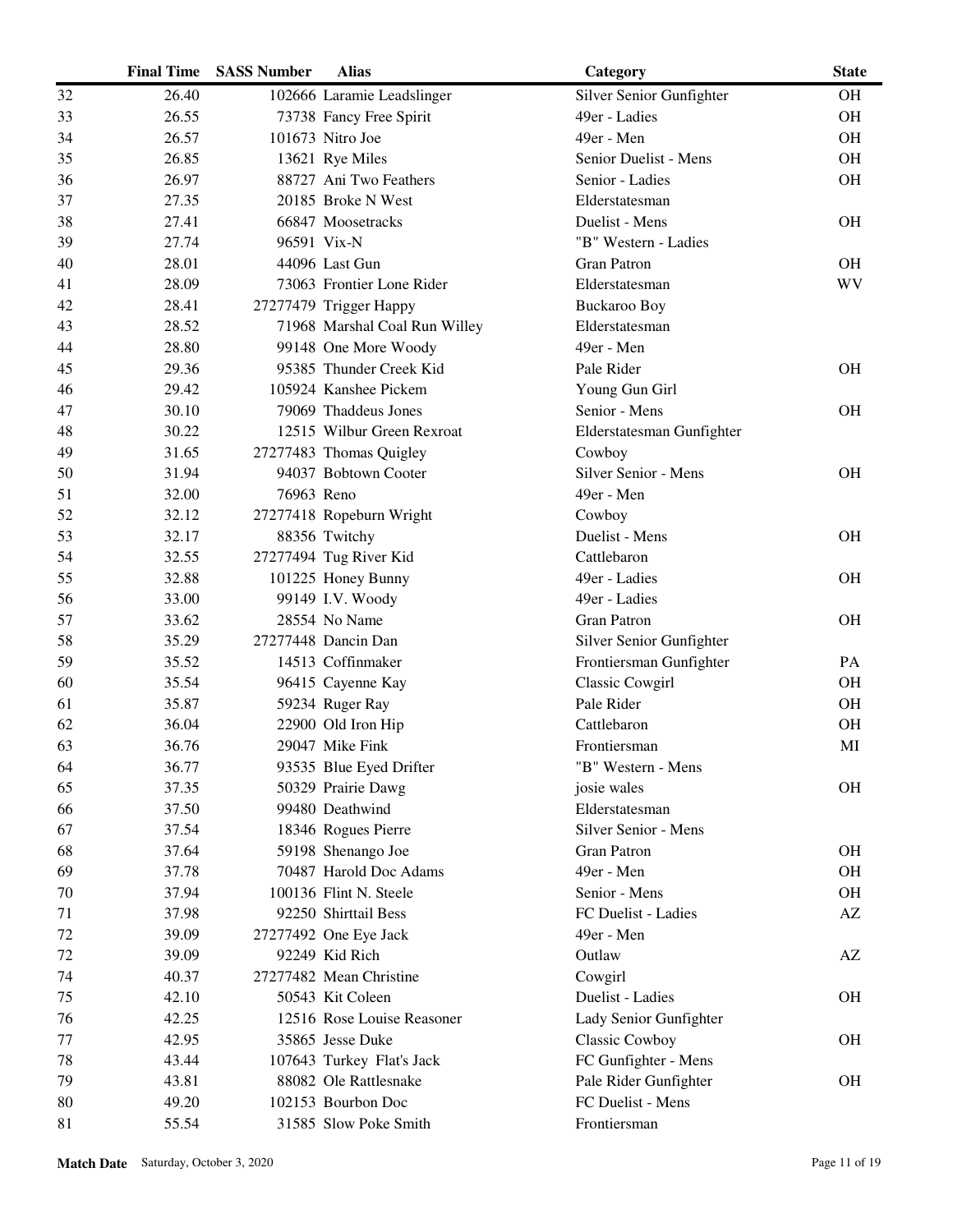| | Final Time | SASS Number | Alias | Category | State |
|---|---|---|---|---|---|
| 32 | 26.40 | 102666 | Laramie Leadslinger | Silver Senior Gunfighter | OH |
| 33 | 26.55 | 73738 | Fancy Free Spirit | 49er - Ladies | OH |
| 34 | 26.57 | 101673 | Nitro Joe | 49er - Men | OH |
| 35 | 26.85 | 13621 | Rye Miles | Senior Duelist - Mens | OH |
| 36 | 26.97 | 88727 | Ani Two Feathers | Senior - Ladies | OH |
| 37 | 27.35 | 20185 | Broke N West | Elderstatesman | |
| 38 | 27.41 | 66847 | Moosetracks | Duelist - Mens | OH |
| 39 | 27.74 | 96591 | Vix-N | "B" Western - Ladies | |
| 40 | 28.01 | 44096 | Last Gun | Gran Patron | OH |
| 41 | 28.09 | 73063 | Frontier Lone Rider | Elderstatesman | WV |
| 42 | 28.41 | 27277479 | Trigger Happy | Buckaroo Boy | |
| 43 | 28.52 | 71968 | Marshal Coal Run Willey | Elderstatesman | |
| 44 | 28.80 | 99148 | One More Woody | 49er - Men | |
| 45 | 29.36 | 95385 | Thunder Creek Kid | Pale Rider | OH |
| 46 | 29.42 | 105924 | Kanshee Pickem | Young Gun Girl | |
| 47 | 30.10 | 79069 | Thaddeus Jones | Senior - Mens | OH |
| 48 | 30.22 | 12515 | Wilbur Green Rexroat | Elderstatesman Gunfighter | |
| 49 | 31.65 | 27277483 | Thomas Quigley | Cowboy | |
| 50 | 31.94 | 94037 | Bobtown Cooter | Silver Senior - Mens | OH |
| 51 | 32.00 | 76963 | Reno | 49er - Men | |
| 52 | 32.12 | 27277418 | Ropeburn Wright | Cowboy | |
| 53 | 32.17 | 88356 | Twitchy | Duelist - Mens | OH |
| 54 | 32.55 | 27277494 | Tug River Kid | Cattlebaron | |
| 55 | 32.88 | 101225 | Honey Bunny | 49er - Ladies | OH |
| 56 | 33.00 | 99149 | I.V. Woody | 49er - Ladies | |
| 57 | 33.62 | 28554 | No Name | Gran Patron | OH |
| 58 | 35.29 | 27277448 | Dancin Dan | Silver Senior Gunfighter | |
| 59 | 35.52 | 14513 | Coffinmaker | Frontiersman Gunfighter | PA |
| 60 | 35.54 | 96415 | Cayenne Kay | Classic Cowgirl | OH |
| 61 | 35.87 | 59234 | Ruger Ray | Pale Rider | OH |
| 62 | 36.04 | 22900 | Old Iron Hip | Cattlebaron | OH |
| 63 | 36.76 | 29047 | Mike Fink | Frontiersman | MI |
| 64 | 36.77 | 93535 | Blue Eyed Drifter | "B" Western - Mens | |
| 65 | 37.35 | 50329 | Prairie Dawg | josie wales | OH |
| 66 | 37.50 | 99480 | Deathwind | Elderstatesman | |
| 67 | 37.54 | 18346 | Rogues Pierre | Silver Senior - Mens | |
| 68 | 37.64 | 59198 | Shenango Joe | Gran Patron | OH |
| 69 | 37.78 | 70487 | Harold Doc Adams | 49er - Men | OH |
| 70 | 37.94 | 100136 | Flint N. Steele | Senior - Mens | OH |
| 71 | 37.98 | 92250 | Shirttail Bess | FC Duelist - Ladies | AZ |
| 72 | 39.09 | 27277492 | One Eye Jack | 49er - Men | |
| 72 | 39.09 | 92249 | Kid Rich | Outlaw | AZ |
| 74 | 40.37 | 27277482 | Mean Christine | Cowgirl | |
| 75 | 42.10 | 50543 | Kit Coleen | Duelist - Ladies | OH |
| 76 | 42.25 | 12516 | Rose Louise Reasoner | Lady Senior Gunfighter | |
| 77 | 42.95 | 35865 | Jesse Duke | Classic Cowboy | OH |
| 78 | 43.44 | 107643 | Turkey Flat's Jack | FC Gunfighter - Mens | |
| 79 | 43.81 | 88082 | Ole Rattlesnake | Pale Rider Gunfighter | OH |
| 80 | 49.20 | 102153 | Bourbon Doc | FC Duelist - Mens | |
| 81 | 55.54 | 31585 | Slow Poke Smith | Frontiersman | |

**Match Date** Saturday, October 3, 2020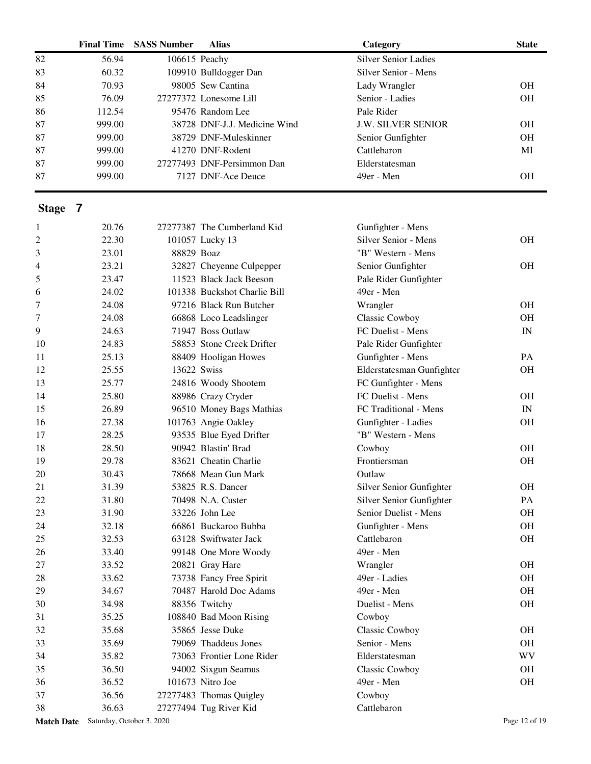|  | Final Time | SASS Number | Alias | Category | State |
|---|---|---|---|---|---|
| 82 | 56.94 | 106615 | Peachy | Silver Senior Ladies |  |
| 83 | 60.32 | 109910 | Bulldogger Dan | Silver Senior - Mens |  |
| 84 | 70.93 | 98005 | Sew Cantina | Lady Wrangler | OH |
| 85 | 76.09 | 27277372 | Lonesome Lill | Senior - Ladies | OH |
| 86 | 112.54 | 95476 | Random Lee | Pale Rider |  |
| 87 | 999.00 | 38728 | DNF-J.J. Medicine Wind | J.W. SILVER SENIOR | OH |
| 87 | 999.00 | 38729 | DNF-Muleskinner | Senior Gunfighter | OH |
| 87 | 999.00 | 41270 | DNF-Rodent | Cattlebaron | MI |
| 87 | 999.00 | 27277493 | DNF-Persimmon Dan | Elderstatesman |  |
| 87 | 999.00 | 7127 | DNF-Ace Deuce | 49er - Men | OH |

## Stage 7

|  | Final Time | SASS Number | Alias | Category | State |
|---|---|---|---|---|---|
| 1 | 20.76 | 27277387 | The Cumberland Kid | Gunfighter - Mens |  |
| 2 | 22.30 | 101057 | Lucky 13 | Silver Senior - Mens | OH |
| 3 | 23.01 | 88829 | Boaz | "B" Western - Mens |  |
| 4 | 23.21 | 32827 | Cheyenne Culpepper | Senior Gunfighter | OH |
| 5 | 23.47 | 11523 | Black Jack Beeson | Pale Rider Gunfighter |  |
| 6 | 24.02 | 101338 | Buckshot Charlie Bill | 49er - Men |  |
| 7 | 24.08 | 97216 | Black Run Butcher | Wrangler | OH |
| 7 | 24.08 | 66868 | Loco Leadslinger | Classic Cowboy | OH |
| 9 | 24.63 | 71947 | Boss Outlaw | FC Duelist - Mens | IN |
| 10 | 24.83 | 58853 | Stone Creek Drifter | Pale Rider Gunfighter |  |
| 11 | 25.13 | 88409 | Hooligan Howes | Gunfighter - Mens | PA |
| 12 | 25.55 | 13622 | Swiss | Elderstatesman Gunfighter | OH |
| 13 | 25.77 | 24816 | Woody Shootem | FC Gunfighter - Mens |  |
| 14 | 25.80 | 88986 | Crazy Cryder | FC Duelist - Mens | OH |
| 15 | 26.89 | 96510 | Money Bags Mathias | FC Traditional - Mens | IN |
| 16 | 27.38 | 101763 | Angie Oakley | Gunfighter - Ladies | OH |
| 17 | 28.25 | 93535 | Blue Eyed Drifter | "B" Western - Mens |  |
| 18 | 28.50 | 90942 | Blastin' Brad | Cowboy | OH |
| 19 | 29.78 | 83621 | Cheatin Charlie | Frontiersman | OH |
| 20 | 30.43 | 78668 | Mean Gun Mark | Outlaw |  |
| 21 | 31.39 | 53825 | R.S. Dancer | Silver Senior Gunfighter | OH |
| 22 | 31.80 | 70498 | N.A. Custer | Silver Senior Gunfighter | PA |
| 23 | 31.90 | 33226 | John Lee | Senior Duelist - Mens | OH |
| 24 | 32.18 | 66861 | Buckaroo Bubba | Gunfighter - Mens | OH |
| 25 | 32.53 | 63128 | Swiftwater Jack | Cattlebaron | OH |
| 26 | 33.40 | 99148 | One More Woody | 49er - Men |  |
| 27 | 33.52 | 20821 | Gray Hare | Wrangler | OH |
| 28 | 33.62 | 73738 | Fancy Free Spirit | 49er - Ladies | OH |
| 29 | 34.67 | 70487 | Harold Doc Adams | 49er - Men | OH |
| 30 | 34.98 | 88356 | Twitchy | Duelist - Mens | OH |
| 31 | 35.25 | 108840 | Bad Moon Rising | Cowboy |  |
| 32 | 35.68 | 35865 | Jesse Duke | Classic Cowboy | OH |
| 33 | 35.69 | 79069 | Thaddeus Jones | Senior - Mens | OH |
| 34 | 35.82 | 73063 | Frontier Lone Rider | Elderstatesman | WV |
| 35 | 36.50 | 94002 | Sixgun Seamus | Classic Cowboy | OH |
| 36 | 36.52 | 101673 | Nitro Joe | 49er - Men | OH |
| 37 | 36.56 | 27277483 | Thomas Quigley | Cowboy |  |
| 38 | 36.63 | 27277494 | Tug River Kid | Cattlebaron |  |

**Match Date** Saturday, October 3, 2020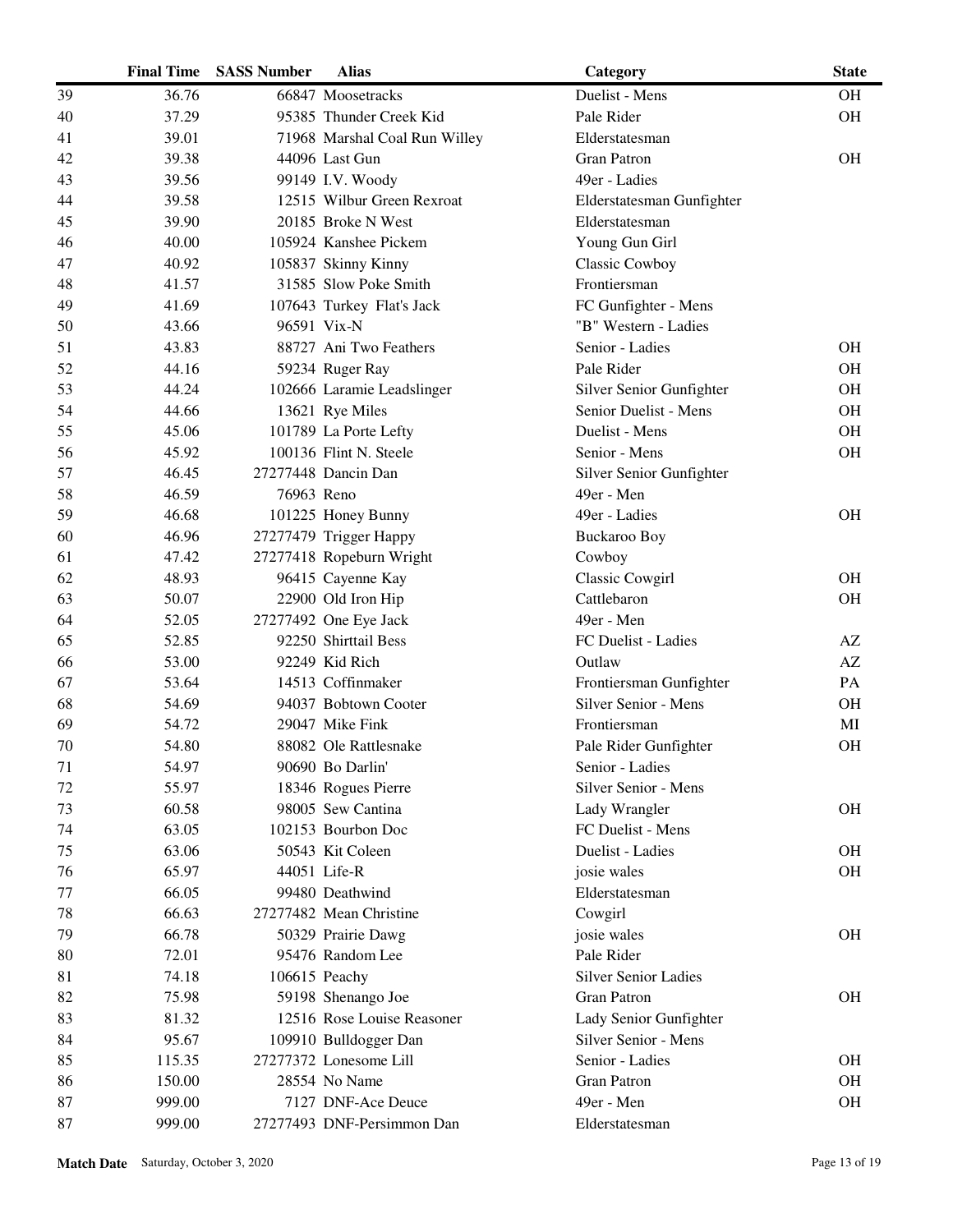| | Final Time | SASS Number | Alias | Category | State |
|---|---|---|---|---|---|
| 39 | 36.76 | 66847 | Moosetracks | Duelist - Mens | OH |
| 40 | 37.29 | 95385 | Thunder Creek Kid | Pale Rider | OH |
| 41 | 39.01 | 71968 | Marshal Coal Run Willey | Elderstatesman | |
| 42 | 39.38 | 44096 | Last Gun | Gran Patron | OH |
| 43 | 39.56 | 99149 | I.V. Woody | 49er - Ladies | |
| 44 | 39.58 | 12515 | Wilbur Green Rexroat | Elderstatesman Gunfighter | |
| 45 | 39.90 | 20185 | Broke N West | Elderstatesman | |
| 46 | 40.00 | 105924 | Kanshee Pickem | Young Gun Girl | |
| 47 | 40.92 | 105837 | Skinny Kinny | Classic Cowboy | |
| 48 | 41.57 | 31585 | Slow Poke Smith | Frontiersman | |
| 49 | 41.69 | 107643 | Turkey Flat's Jack | FC Gunfighter - Mens | |
| 50 | 43.66 | 96591 | Vix-N | "B" Western - Ladies | |
| 51 | 43.83 | 88727 | Ani Two Feathers | Senior - Ladies | OH |
| 52 | 44.16 | 59234 | Ruger Ray | Pale Rider | OH |
| 53 | 44.24 | 102666 | Laramie Leadslinger | Silver Senior Gunfighter | OH |
| 54 | 44.66 | 13621 | Rye Miles | Senior Duelist - Mens | OH |
| 55 | 45.06 | 101789 | La Porte Lefty | Duelist - Mens | OH |
| 56 | 45.92 | 100136 | Flint N. Steele | Senior - Mens | OH |
| 57 | 46.45 | 27277448 | Dancin Dan | Silver Senior Gunfighter | |
| 58 | 46.59 | 76963 | Reno | 49er - Men | |
| 59 | 46.68 | 101225 | Honey Bunny | 49er - Ladies | OH |
| 60 | 46.96 | 27277479 | Trigger Happy | Buckaroo Boy | |
| 61 | 47.42 | 27277418 | Ropeburn Wright | Cowboy | |
| 62 | 48.93 | 96415 | Cayenne Kay | Classic Cowgirl | OH |
| 63 | 50.07 | 22900 | Old Iron Hip | Cattlebaron | OH |
| 64 | 52.05 | 27277492 | One Eye Jack | 49er - Men | |
| 65 | 52.85 | 92250 | Shirttail Bess | FC Duelist - Ladies | AZ |
| 66 | 53.00 | 92249 | Kid Rich | Outlaw | AZ |
| 67 | 53.64 | 14513 | Coffinmaker | Frontiersman Gunfighter | PA |
| 68 | 54.69 | 94037 | Bobtown Cooter | Silver Senior - Mens | OH |
| 69 | 54.72 | 29047 | Mike Fink | Frontiersman | MI |
| 70 | 54.80 | 88082 | Ole Rattlesnake | Pale Rider Gunfighter | OH |
| 71 | 54.97 | 90690 | Bo Darlin' | Senior - Ladies | |
| 72 | 55.97 | 18346 | Rogues Pierre | Silver Senior - Mens | |
| 73 | 60.58 | 98005 | Sew Cantina | Lady Wrangler | OH |
| 74 | 63.05 | 102153 | Bourbon Doc | FC Duelist - Mens | |
| 75 | 63.06 | 50543 | Kit Coleen | Duelist - Ladies | OH |
| 76 | 65.97 | 44051 | Life-R | josie wales | OH |
| 77 | 66.05 | 99480 | Deathwind | Elderstatesman | |
| 78 | 66.63 | 27277482 | Mean Christine | Cowgirl | |
| 79 | 66.78 | 50329 | Prairie Dawg | josie wales | OH |
| 80 | 72.01 | 95476 | Random Lee | Pale Rider | |
| 81 | 74.18 | 106615 | Peachy | Silver Senior Ladies | |
| 82 | 75.98 | 59198 | Shenango Joe | Gran Patron | OH |
| 83 | 81.32 | 12516 | Rose Louise Reasoner | Lady Senior Gunfighter | |
| 84 | 95.67 | 109910 | Bulldogger Dan | Silver Senior - Mens | |
| 85 | 115.35 | 27277372 | Lonesome Lill | Senior - Ladies | OH |
| 86 | 150.00 | 28554 | No Name | Gran Patron | OH |
| 87 | 999.00 | 7127 | DNF-Ace Deuce | 49er - Men | OH |
| 87 | 999.00 | 27277493 | DNF-Persimmon Dan | Elderstatesman | |

**Match Date** Saturday, October 3, 2020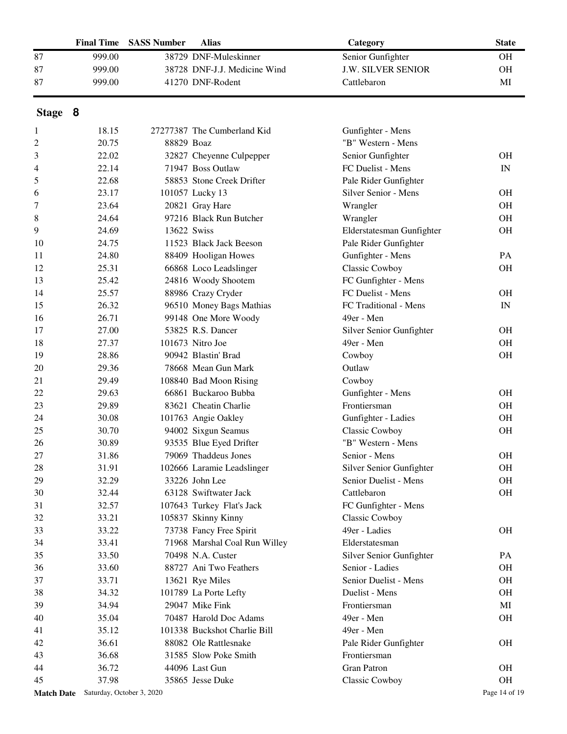|  | Final Time | SASS Number | Alias | Category | State |
|---|---|---|---|---|---|
| 87 | 999.00 | 38729 | DNF-Muleskinner | Senior Gunfighter | OH |
| 87 | 999.00 | 38728 | DNF-J.J. Medicine Wind | J.W. SILVER SENIOR | OH |
| 87 | 999.00 | 41270 | DNF-Rodent | Cattlebaron | MI |

## Stage 8

|  | Final Time | SASS Number | Alias | Category | State |
|---|---|---|---|---|---|
| 1 | 18.15 | 27277387 | The Cumberland Kid | Gunfighter - Mens |  |
| 2 | 20.75 | 88829 | Boaz | "B" Western - Mens |  |
| 3 | 22.02 | 32827 | Cheyenne Culpepper | Senior Gunfighter | OH |
| 4 | 22.14 | 71947 | Boss Outlaw | FC Duelist - Mens | IN |
| 5 | 22.68 | 58853 | Stone Creek Drifter | Pale Rider Gunfighter |  |
| 6 | 23.17 | 101057 | Lucky 13 | Silver Senior - Mens | OH |
| 7 | 23.64 | 20821 | Gray Hare | Wrangler | OH |
| 8 | 24.64 | 97216 | Black Run Butcher | Wrangler | OH |
| 9 | 24.69 | 13622 | Swiss | Elderstatesman Gunfighter | OH |
| 10 | 24.75 | 11523 | Black Jack Beeson | Pale Rider Gunfighter |  |
| 11 | 24.80 | 88409 | Hooligan Howes | Gunfighter - Mens | PA |
| 12 | 25.31 | 66868 | Loco Leadslinger | Classic Cowboy | OH |
| 13 | 25.42 | 24816 | Woody Shootem | FC Gunfighter - Mens |  |
| 14 | 25.57 | 88986 | Crazy Cryder | FC Duelist - Mens | OH |
| 15 | 26.32 | 96510 | Money Bags Mathias | FC Traditional - Mens | IN |
| 16 | 26.71 | 99148 | One More Woody | 49er - Men |  |
| 17 | 27.00 | 53825 | R.S. Dancer | Silver Senior Gunfighter | OH |
| 18 | 27.37 | 101673 | Nitro Joe | 49er - Men | OH |
| 19 | 28.86 | 90942 | Blastin' Brad | Cowboy | OH |
| 20 | 29.36 | 78668 | Mean Gun Mark | Outlaw |  |
| 21 | 29.49 | 108840 | Bad Moon Rising | Cowboy |  |
| 22 | 29.63 | 66861 | Buckaroo Bubba | Gunfighter - Mens | OH |
| 23 | 29.89 | 83621 | Cheatin Charlie | Frontiersman | OH |
| 24 | 30.08 | 101763 | Angie Oakley | Gunfighter - Ladies | OH |
| 25 | 30.70 | 94002 | Sixgun Seamus | Classic Cowboy | OH |
| 26 | 30.89 | 93535 | Blue Eyed Drifter | "B" Western - Mens |  |
| 27 | 31.86 | 79069 | Thaddeus Jones | Senior - Mens | OH |
| 28 | 31.91 | 102666 | Laramie Leadslinger | Silver Senior Gunfighter | OH |
| 29 | 32.29 | 33226 | John Lee | Senior Duelist - Mens | OH |
| 30 | 32.44 | 63128 | Swiftwater Jack | Cattlebaron | OH |
| 31 | 32.57 | 107643 | Turkey Flat's Jack | FC Gunfighter - Mens |  |
| 32 | 33.21 | 105837 | Skinny Kinny | Classic Cowboy |  |
| 33 | 33.22 | 73738 | Fancy Free Spirit | 49er - Ladies | OH |
| 34 | 33.41 | 71968 | Marshal Coal Run Willey | Elderstatesman |  |
| 35 | 33.50 | 70498 | N.A. Custer | Silver Senior Gunfighter | PA |
| 36 | 33.60 | 88727 | Ani Two Feathers | Senior - Ladies | OH |
| 37 | 33.71 | 13621 | Rye Miles | Senior Duelist - Mens | OH |
| 38 | 34.32 | 101789 | La Porte Lefty | Duelist - Mens | OH |
| 39 | 34.94 | 29047 | Mike Fink | Frontiersman | MI |
| 40 | 35.04 | 70487 | Harold Doc Adams | 49er - Men | OH |
| 41 | 35.12 | 101338 | Buckshot Charlie Bill | 49er - Men |  |
| 42 | 36.61 | 88082 | Ole Rattlesnake | Pale Rider Gunfighter | OH |
| 43 | 36.68 | 31585 | Slow Poke Smith | Frontiersman |  |
| 44 | 36.72 | 44096 | Last Gun | Gran Patron | OH |
| 45 | 37.98 | 35865 | Jesse Duke | Classic Cowboy | OH |

**Match Date** Saturday, October 3, 2020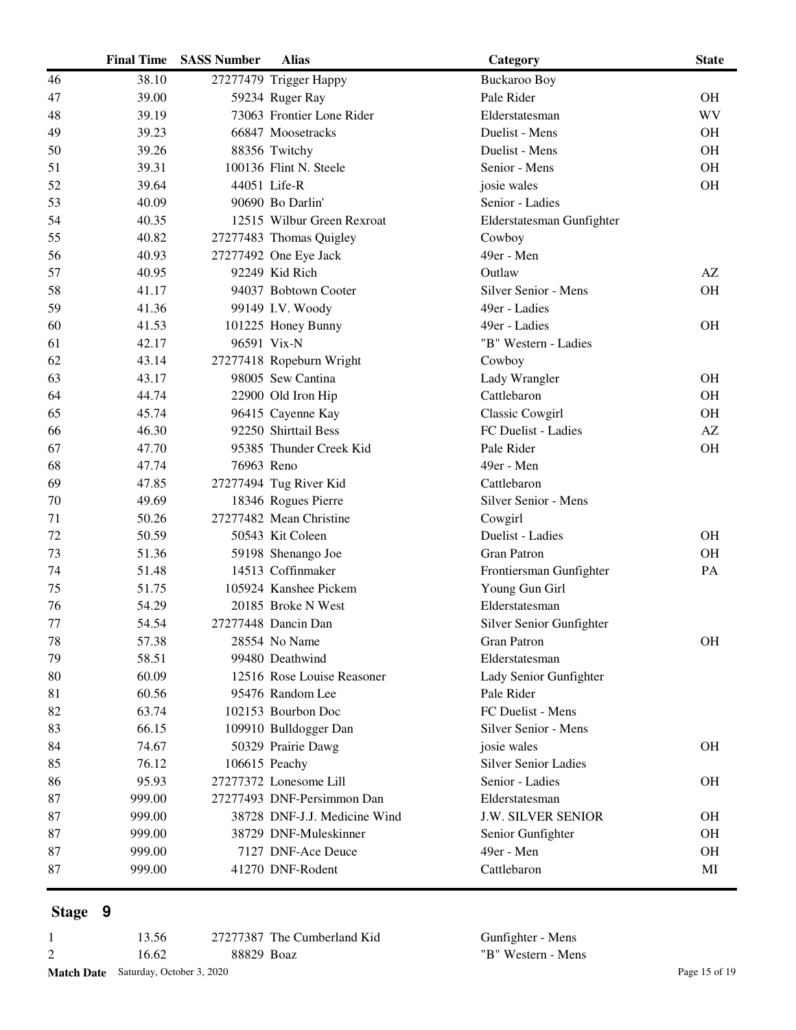| | Final Time | SASS Number | Alias | Category | State |
|---|---|---|---|---|---|
| 46 | 38.10 | 27277479 | Trigger Happy | Buckaroo Boy | |
| 47 | 39.00 | 59234 | Ruger Ray | Pale Rider | OH |
| 48 | 39.19 | 73063 | Frontier Lone Rider | Elderstatesman | WV |
| 49 | 39.23 | 66847 | Moosetracks | Duelist - Mens | OH |
| 50 | 39.26 | 88356 | Twitchy | Duelist - Mens | OH |
| 51 | 39.31 | 100136 | Flint N. Steele | Senior - Mens | OH |
| 52 | 39.64 | 44051 | Life-R | josie wales | OH |
| 53 | 40.09 | 90690 | Bo Darlin' | Senior - Ladies | |
| 54 | 40.35 | 12515 | Wilbur Green Rexroat | Elderstatesman Gunfighter | |
| 55 | 40.82 | 27277483 | Thomas Quigley | Cowboy | |
| 56 | 40.93 | 27277492 | One Eye Jack | 49er - Men | |
| 57 | 40.95 | 92249 | Kid Rich | Outlaw | AZ |
| 58 | 41.17 | 94037 | Bobtown Cooter | Silver Senior - Mens | OH |
| 59 | 41.36 | 99149 | I.V. Woody | 49er - Ladies | |
| 60 | 41.53 | 101225 | Honey Bunny | 49er - Ladies | OH |
| 61 | 42.17 | 96591 | Vix-N | "B" Western - Ladies | |
| 62 | 43.14 | 27277418 | Ropeburn Wright | Cowboy | |
| 63 | 43.17 | 98005 | Sew Cantina | Lady Wrangler | OH |
| 64 | 44.74 | 22900 | Old Iron Hip | Cattlebaron | OH |
| 65 | 45.74 | 96415 | Cayenne Kay | Classic Cowgirl | OH |
| 66 | 46.30 | 92250 | Shirttail Bess | FC Duelist - Ladies | AZ |
| 67 | 47.70 | 95385 | Thunder Creek Kid | Pale Rider | OH |
| 68 | 47.74 | 76963 | Reno | 49er - Men | |
| 69 | 47.85 | 27277494 | Tug River Kid | Cattlebaron | |
| 70 | 49.69 | 18346 | Rogues Pierre | Silver Senior - Mens | |
| 71 | 50.26 | 27277482 | Mean Christine | Cowgirl | |
| 72 | 50.59 | 50543 | Kit Coleen | Duelist - Ladies | OH |
| 73 | 51.36 | 59198 | Shenango Joe | Gran Patron | OH |
| 74 | 51.48 | 14513 | Coffinmaker | Frontiersman Gunfighter | PA |
| 75 | 51.75 | 105924 | Kanshee Pickem | Young Gun Girl | |
| 76 | 54.29 | 20185 | Broke N West | Elderstatesman | |
| 77 | 54.54 | 27277448 | Dancin Dan | Silver Senior Gunfighter | |
| 78 | 57.38 | 28554 | No Name | Gran Patron | OH |
| 79 | 58.51 | 99480 | Deathwind | Elderstatesman | |
| 80 | 60.09 | 12516 | Rose Louise Reasoner | Lady Senior Gunfighter | |
| 81 | 60.56 | 95476 | Random Lee | Pale Rider | |
| 82 | 63.74 | 102153 | Bourbon Doc | FC Duelist - Mens | |
| 83 | 66.15 | 109910 | Bulldogger Dan | Silver Senior - Mens | |
| 84 | 74.67 | 50329 | Prairie Dawg | josie wales | OH |
| 85 | 76.12 | 106615 | Peachy | Silver Senior Ladies | |
| 86 | 95.93 | 27277372 | Lonesome Lill | Senior - Ladies | OH |
| 87 | 999.00 | 27277493 | DNF-Persimmon Dan | Elderstatesman | |
| 87 | 999.00 | 38728 | DNF-J.J. Medicine Wind | J.W. SILVER SENIOR | OH |
| 87 | 999.00 | 38729 | DNF-Muleskinner | Senior Gunfighter | OH |
| 87 | 999.00 | 7127 | DNF-Ace Deuce | 49er - Men | OH |
| 87 | 999.00 | 41270 | DNF-Rodent | Cattlebaron | MI |

## Stage 9

| | Final Time | SASS Number | Alias | Category | State |
|---|---|---|---|---|---|
| 1 | 13.56 | 27277387 | The Cumberland Kid | Gunfighter - Mens | |
| 2 | 16.62 | 88829 | Boaz | "B" Western - Mens | |

**Match Date** Saturday, October 3, 2020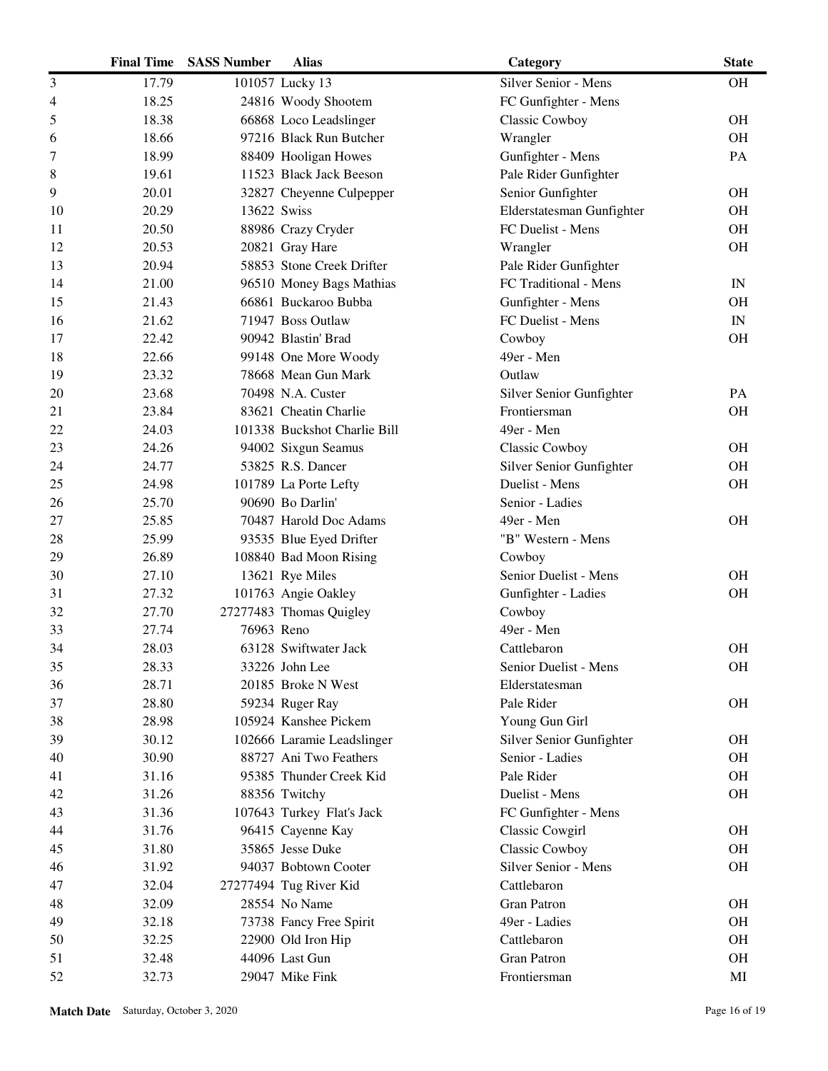| | Final Time | SASS Number | Alias | Category | State |
|---|---|---|---|---|---|
| 3 | 17.79 | 101057 | Lucky 13 | Silver Senior - Mens | OH |
| 4 | 18.25 | 24816 | Woody Shootem | FC Gunfighter - Mens | |
| 5 | 18.38 | 66868 | Loco Leadslinger | Classic Cowboy | OH |
| 6 | 18.66 | 97216 | Black Run Butcher | Wrangler | OH |
| 7 | 18.99 | 88409 | Hooligan Howes | Gunfighter - Mens | PA |
| 8 | 19.61 | 11523 | Black Jack Beeson | Pale Rider Gunfighter | |
| 9 | 20.01 | 32827 | Cheyenne Culpepper | Senior Gunfighter | OH |
| 10 | 20.29 | 13622 | Swiss | Elderstatesman Gunfighter | OH |
| 11 | 20.50 | 88986 | Crazy Cryder | FC Duelist - Mens | OH |
| 12 | 20.53 | 20821 | Gray Hare | Wrangler | OH |
| 13 | 20.94 | 58853 | Stone Creek Drifter | Pale Rider Gunfighter | |
| 14 | 21.00 | 96510 | Money Bags Mathias | FC Traditional - Mens | IN |
| 15 | 21.43 | 66861 | Buckaroo Bubba | Gunfighter - Mens | OH |
| 16 | 21.62 | 71947 | Boss Outlaw | FC Duelist - Mens | IN |
| 17 | 22.42 | 90942 | Blastin' Brad | Cowboy | OH |
| 18 | 22.66 | 99148 | One More Woody | 49er - Men | |
| 19 | 23.32 | 78668 | Mean Gun Mark | Outlaw | |
| 20 | 23.68 | 70498 | N.A. Custer | Silver Senior Gunfighter | PA |
| 21 | 23.84 | 83621 | Cheatin Charlie | Frontiersman | OH |
| 22 | 24.03 | 101338 | Buckshot Charlie Bill | 49er - Men | |
| 23 | 24.26 | 94002 | Sixgun Seamus | Classic Cowboy | OH |
| 24 | 24.77 | 53825 | R.S. Dancer | Silver Senior Gunfighter | OH |
| 25 | 24.98 | 101789 | La Porte Lefty | Duelist - Mens | OH |
| 26 | 25.70 | 90690 | Bo Darlin' | Senior - Ladies | |
| 27 | 25.85 | 70487 | Harold Doc Adams | 49er - Men | OH |
| 28 | 25.99 | 93535 | Blue Eyed Drifter | "B" Western - Mens | |
| 29 | 26.89 | 108840 | Bad Moon Rising | Cowboy | |
| 30 | 27.10 | 13621 | Rye Miles | Senior Duelist - Mens | OH |
| 31 | 27.32 | 101763 | Angie Oakley | Gunfighter - Ladies | OH |
| 32 | 27.70 | 27277483 | Thomas Quigley | Cowboy | |
| 33 | 27.74 | 76963 | Reno | 49er - Men | |
| 34 | 28.03 | 63128 | Swiftwater Jack | Cattlebaron | OH |
| 35 | 28.33 | 33226 | John Lee | Senior Duelist - Mens | OH |
| 36 | 28.71 | 20185 | Broke N West | Elderstatesman | |
| 37 | 28.80 | 59234 | Ruger Ray | Pale Rider | OH |
| 38 | 28.98 | 105924 | Kanshee Pickem | Young Gun Girl | |
| 39 | 30.12 | 102666 | Laramie Leadslinger | Silver Senior Gunfighter | OH |
| 40 | 30.90 | 88727 | Ani Two Feathers | Senior - Ladies | OH |
| 41 | 31.16 | 95385 | Thunder Creek Kid | Pale Rider | OH |
| 42 | 31.26 | 88356 | Twitchy | Duelist - Mens | OH |
| 43 | 31.36 | 107643 | Turkey Flat's Jack | FC Gunfighter - Mens | |
| 44 | 31.76 | 96415 | Cayenne Kay | Classic Cowgirl | OH |
| 45 | 31.80 | 35865 | Jesse Duke | Classic Cowboy | OH |
| 46 | 31.92 | 94037 | Bobtown Cooter | Silver Senior - Mens | OH |
| 47 | 32.04 | 27277494 | Tug River Kid | Cattlebaron | |
| 48 | 32.09 | 28554 | No Name | Gran Patron | OH |
| 49 | 32.18 | 73738 | Fancy Free Spirit | 49er - Ladies | OH |
| 50 | 32.25 | 22900 | Old Iron Hip | Cattlebaron | OH |
| 51 | 32.48 | 44096 | Last Gun | Gran Patron | OH |
| 52 | 32.73 | 29047 | Mike Fink | Frontiersman | MI |

**Match Date** Saturday, October 3, 2020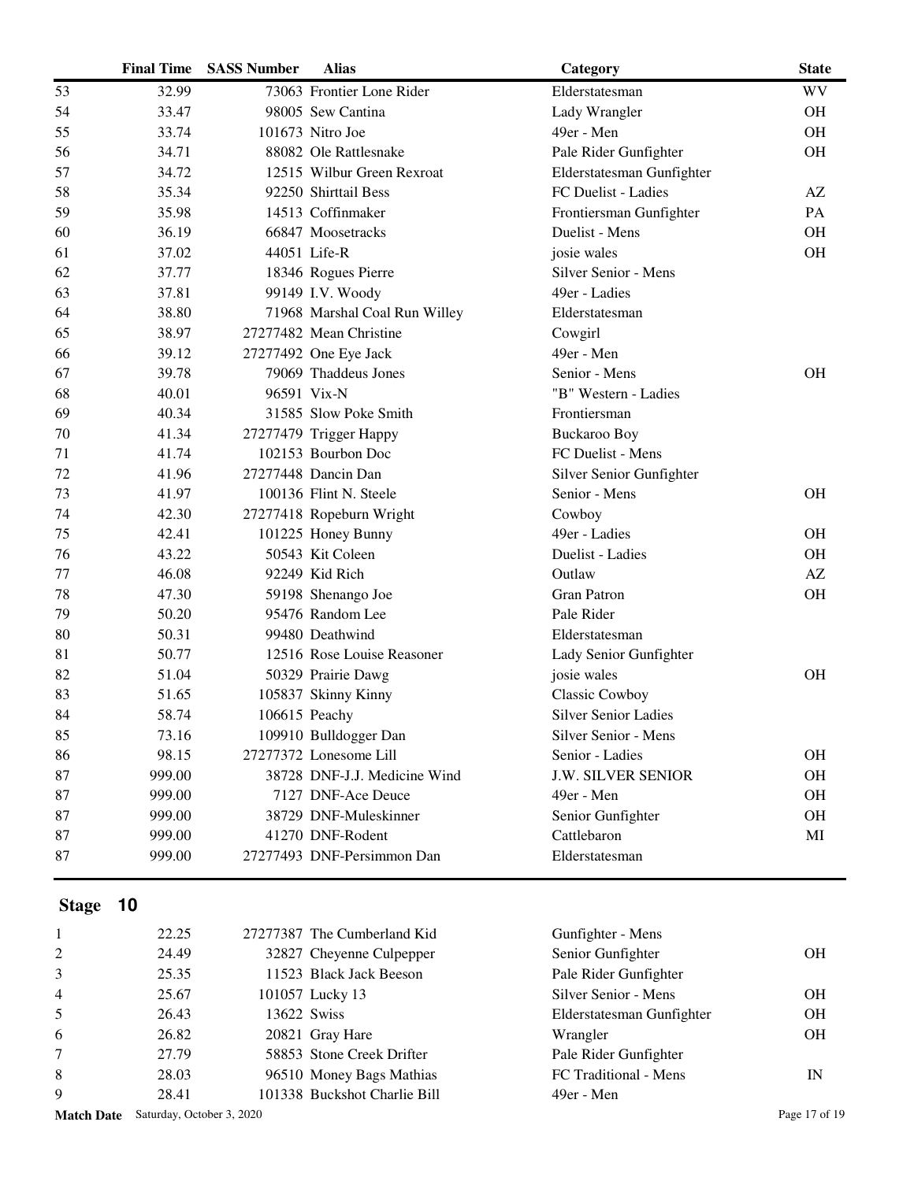| | Final Time | SASS Number | Alias | Category | State |
|---|---|---|---|---|---|
| 53 | 32.99 | 73063 | Frontier Lone Rider | Elderstatesman | WV |
| 54 | 33.47 | 98005 | Sew Cantina | Lady Wrangler | OH |
| 55 | 33.74 | 101673 | Nitro Joe | 49er - Men | OH |
| 56 | 34.71 | 88082 | Ole Rattlesnake | Pale Rider Gunfighter | OH |
| 57 | 34.72 | 12515 | Wilbur Green Rexroat | Elderstatesman Gunfighter | |
| 58 | 35.34 | 92250 | Shirttail Bess | FC Duelist - Ladies | AZ |
| 59 | 35.98 | 14513 | Coffinmaker | Frontiersman Gunfighter | PA |
| 60 | 36.19 | 66847 | Moosetracks | Duelist - Mens | OH |
| 61 | 37.02 | 44051 | Life-R | josie wales | OH |
| 62 | 37.77 | 18346 | Rogues Pierre | Silver Senior - Mens | |
| 63 | 37.81 | 99149 | I.V. Woody | 49er - Ladies | |
| 64 | 38.80 | 71968 | Marshal Coal Run Willey | Elderstatesman | |
| 65 | 38.97 | 27277482 | Mean Christine | Cowgirl | |
| 66 | 39.12 | 27277492 | One Eye Jack | 49er - Men | |
| 67 | 39.78 | 79069 | Thaddeus Jones | Senior - Mens | OH |
| 68 | 40.01 | 96591 | Vix-N | "B" Western - Ladies | |
| 69 | 40.34 | 31585 | Slow Poke Smith | Frontiersman | |
| 70 | 41.34 | 27277479 | Trigger Happy | Buckaroo Boy | |
| 71 | 41.74 | 102153 | Bourbon Doc | FC Duelist - Mens | |
| 72 | 41.96 | 27277448 | Dancin Dan | Silver Senior Gunfighter | |
| 73 | 41.97 | 100136 | Flint N. Steele | Senior - Mens | OH |
| 74 | 42.30 | 27277418 | Ropeburn Wright | Cowboy | |
| 75 | 42.41 | 101225 | Honey Bunny | 49er - Ladies | OH |
| 76 | 43.22 | 50543 | Kit Coleen | Duelist - Ladies | OH |
| 77 | 46.08 | 92249 | Kid Rich | Outlaw | AZ |
| 78 | 47.30 | 59198 | Shenango Joe | Gran Patron | OH |
| 79 | 50.20 | 95476 | Random Lee | Pale Rider | |
| 80 | 50.31 | 99480 | Deathwind | Elderstatesman | |
| 81 | 50.77 | 12516 | Rose Louise Reasoner | Lady Senior Gunfighter | |
| 82 | 51.04 | 50329 | Prairie Dawg | josie wales | OH |
| 83 | 51.65 | 105837 | Skinny Kinny | Classic Cowboy | |
| 84 | 58.74 | 106615 | Peachy | Silver Senior Ladies | |
| 85 | 73.16 | 109910 | Bulldogger Dan | Silver Senior - Mens | |
| 86 | 98.15 | 27277372 | Lonesome Lill | Senior - Ladies | OH |
| 87 | 999.00 | 38728 | DNF-J.J. Medicine Wind | J.W. SILVER SENIOR | OH |
| 87 | 999.00 | 7127 | DNF-Ace Deuce | 49er - Men | OH |
| 87 | 999.00 | 38729 | DNF-Muleskinner | Senior Gunfighter | OH |
| 87 | 999.00 | 41270 | DNF-Rodent | Cattlebaron | MI |
| 87 | 999.00 | 27277493 | DNF-Persimmon Dan | Elderstatesman | |

## Stage 10

| | Final Time | SASS Number | Alias | Category | State |
|---|---|---|---|---|---|
| 1 | 22.25 | 27277387 | The Cumberland Kid | Gunfighter - Mens | |
| 2 | 24.49 | 32827 | Cheyenne Culpepper | Senior Gunfighter | OH |
| 3 | 25.35 | 11523 | Black Jack Beeson | Pale Rider Gunfighter | |
| 4 | 25.67 | 101057 | Lucky 13 | Silver Senior - Mens | OH |
| 5 | 26.43 | 13622 | Swiss | Elderstatesman Gunfighter | OH |
| 6 | 26.82 | 20821 | Gray Hare | Wrangler | OH |
| 7 | 27.79 | 58853 | Stone Creek Drifter | Pale Rider Gunfighter | |
| 8 | 28.03 | 96510 | Money Bags Mathias | FC Traditional - Mens | IN |
| 9 | 28.41 | 101338 | Buckshot Charlie Bill | 49er - Men | |

**Match Date** Saturday, October 3, 2020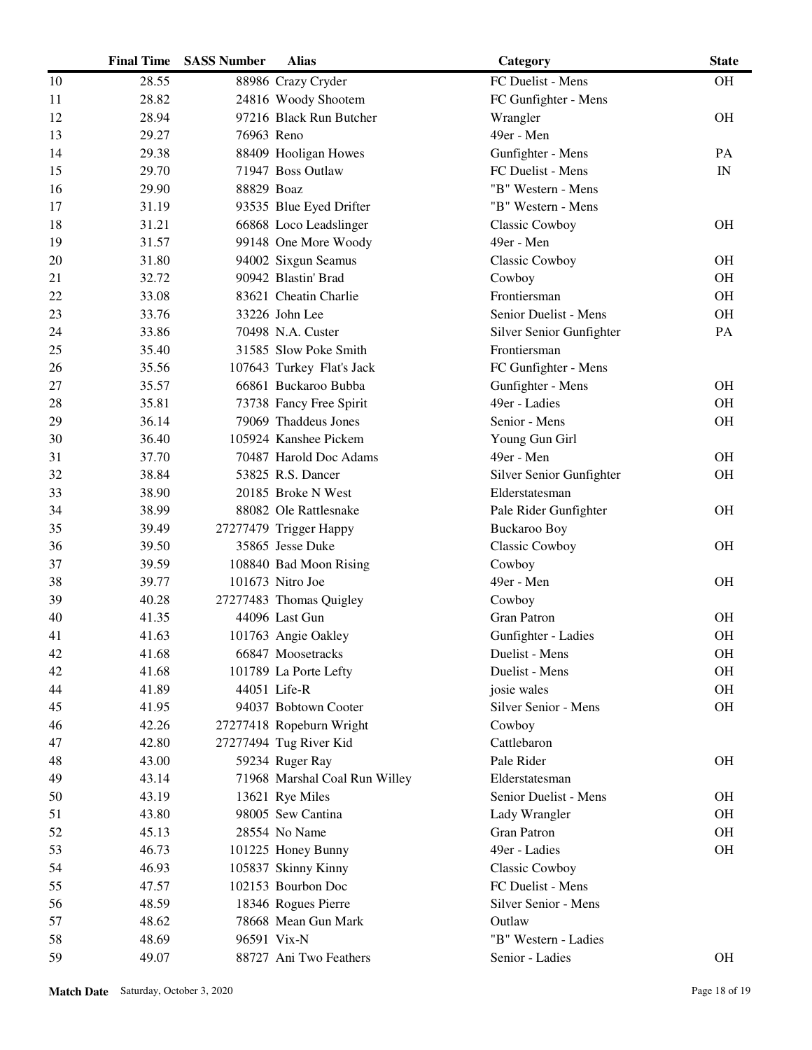|  | Final Time | SASS Number | Alias | Category | State |
|---|---|---|---|---|---|
| 10 | 28.55 | 88986 | Crazy Cryder | FC Duelist - Mens | OH |
| 11 | 28.82 | 24816 | Woody Shootem | FC Gunfighter - Mens |  |
| 12 | 28.94 | 97216 | Black Run Butcher | Wrangler | OH |
| 13 | 29.27 | 76963 | Reno | 49er - Men |  |
| 14 | 29.38 | 88409 | Hooligan Howes | Gunfighter - Mens | PA |
| 15 | 29.70 | 71947 | Boss Outlaw | FC Duelist - Mens | IN |
| 16 | 29.90 | 88829 | Boaz | "B" Western - Mens |  |
| 17 | 31.19 | 93535 | Blue Eyed Drifter | "B" Western - Mens |  |
| 18 | 31.21 | 66868 | Loco Leadslinger | Classic Cowboy | OH |
| 19 | 31.57 | 99148 | One More Woody | 49er - Men |  |
| 20 | 31.80 | 94002 | Sixgun Seamus | Classic Cowboy | OH |
| 21 | 32.72 | 90942 | Blastin' Brad | Cowboy | OH |
| 22 | 33.08 | 83621 | Cheatin Charlie | Frontiersman | OH |
| 23 | 33.76 | 33226 | John Lee | Senior Duelist - Mens | OH |
| 24 | 33.86 | 70498 | N.A. Custer | Silver Senior Gunfighter | PA |
| 25 | 35.40 | 31585 | Slow Poke Smith | Frontiersman |  |
| 26 | 35.56 | 107643 | Turkey Flat's Jack | FC Gunfighter - Mens |  |
| 27 | 35.57 | 66861 | Buckaroo Bubba | Gunfighter - Mens | OH |
| 28 | 35.81 | 73738 | Fancy Free Spirit | 49er - Ladies | OH |
| 29 | 36.14 | 79069 | Thaddeus Jones | Senior - Mens | OH |
| 30 | 36.40 | 105924 | Kanshee Pickem | Young Gun Girl |  |
| 31 | 37.70 | 70487 | Harold Doc Adams | 49er - Men | OH |
| 32 | 38.84 | 53825 | R.S. Dancer | Silver Senior Gunfighter | OH |
| 33 | 38.90 | 20185 | Broke N West | Elderstatesman |  |
| 34 | 38.99 | 88082 | Ole Rattlesnake | Pale Rider Gunfighter | OH |
| 35 | 39.49 | 27277479 | Trigger Happy | Buckaroo Boy |  |
| 36 | 39.50 | 35865 | Jesse Duke | Classic Cowboy | OH |
| 37 | 39.59 | 108840 | Bad Moon Rising | Cowboy |  |
| 38 | 39.77 | 101673 | Nitro Joe | 49er - Men | OH |
| 39 | 40.28 | 27277483 | Thomas Quigley | Cowboy |  |
| 40 | 41.35 | 44096 | Last Gun | Gran Patron | OH |
| 41 | 41.63 | 101763 | Angie Oakley | Gunfighter - Ladies | OH |
| 42 | 41.68 | 66847 | Moosetracks | Duelist - Mens | OH |
| 42 | 41.68 | 101789 | La Porte Lefty | Duelist - Mens | OH |
| 44 | 41.89 | 44051 | Life-R | josie wales | OH |
| 45 | 41.95 | 94037 | Bobtown Cooter | Silver Senior - Mens | OH |
| 46 | 42.26 | 27277418 | Ropeburn Wright | Cowboy |  |
| 47 | 42.80 | 27277494 | Tug River Kid | Cattlebaron |  |
| 48 | 43.00 | 59234 | Ruger Ray | Pale Rider | OH |
| 49 | 43.14 | 71968 | Marshal Coal Run Willey | Elderstatesman |  |
| 50 | 43.19 | 13621 | Rye Miles | Senior Duelist - Mens | OH |
| 51 | 43.80 | 98005 | Sew Cantina | Lady Wrangler | OH |
| 52 | 45.13 | 28554 | No Name | Gran Patron | OH |
| 53 | 46.73 | 101225 | Honey Bunny | 49er - Ladies | OH |
| 54 | 46.93 | 105837 | Skinny Kinny | Classic Cowboy |  |
| 55 | 47.57 | 102153 | Bourbon Doc | FC Duelist - Mens |  |
| 56 | 48.59 | 18346 | Rogues Pierre | Silver Senior - Mens |  |
| 57 | 48.62 | 78668 | Mean Gun Mark | Outlaw |  |
| 58 | 48.69 | 96591 | Vix-N | "B" Western - Ladies |  |
| 59 | 49.07 | 88727 | Ani Two Feathers | Senior - Ladies | OH |

**Match Date** Saturday, October 3, 2020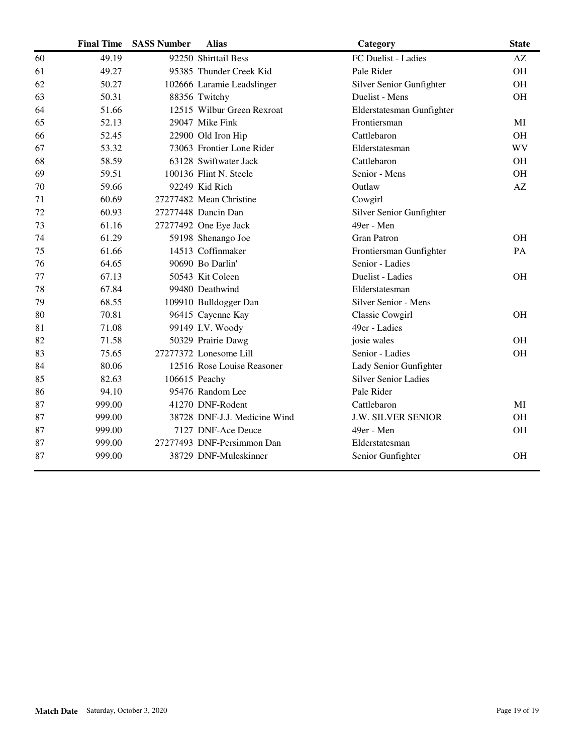| | Final Time | SASS Number | Alias | Category | State |
|---|---|---|---|---|---|
| 60 | 49.19 | 92250 | Shirttail Bess | FC Duelist - Ladies | AZ |
| 61 | 49.27 | 95385 | Thunder Creek Kid | Pale Rider | OH |
| 62 | 50.27 | 102666 | Laramie Leadslinger | Silver Senior Gunfighter | OH |
| 63 | 50.31 | 88356 | Twitchy | Duelist - Mens | OH |
| 64 | 51.66 | 12515 | Wilbur Green Rexroat | Elderstatesman Gunfighter | |
| 65 | 52.13 | 29047 | Mike Fink | Frontiersman | MI |
| 66 | 52.45 | 22900 | Old Iron Hip | Cattlebaron | OH |
| 67 | 53.32 | 73063 | Frontier Lone Rider | Elderstatesman | WV |
| 68 | 58.59 | 63128 | Swiftwater Jack | Cattlebaron | OH |
| 69 | 59.51 | 100136 | Flint N. Steele | Senior - Mens | OH |
| 70 | 59.66 | 92249 | Kid Rich | Outlaw | AZ |
| 71 | 60.69 | 27277482 | Mean Christine | Cowgirl | |
| 72 | 60.93 | 27277448 | Dancin Dan | Silver Senior Gunfighter | |
| 73 | 61.16 | 27277492 | One Eye Jack | 49er - Men | |
| 74 | 61.29 | 59198 | Shenango Joe | Gran Patron | OH |
| 75 | 61.66 | 14513 | Coffinmaker | Frontiersman Gunfighter | PA |
| 76 | 64.65 | 90690 | Bo Darlin' | Senior - Ladies | |
| 77 | 67.13 | 50543 | Kit Coleen | Duelist - Ladies | OH |
| 78 | 67.84 | 99480 | Deathwind | Elderstatesman | |
| 79 | 68.55 | 109910 | Bulldogger Dan | Silver Senior - Mens | |
| 80 | 70.81 | 96415 | Cayenne Kay | Classic Cowgirl | OH |
| 81 | 71.08 | 99149 | I.V. Woody | 49er - Ladies | |
| 82 | 71.58 | 50329 | Prairie Dawg | josie wales | OH |
| 83 | 75.65 | 27277372 | Lonesome Lill | Senior - Ladies | OH |
| 84 | 80.06 | 12516 | Rose Louise Reasoner | Lady Senior Gunfighter | |
| 85 | 82.63 | 106615 | Peachy | Silver Senior Ladies | |
| 86 | 94.10 | 95476 | Random Lee | Pale Rider | |
| 87 | 999.00 | 41270 | DNF-Rodent | Cattlebaron | MI |
| 87 | 999.00 | 38728 | DNF-J.J. Medicine Wind | J.W. SILVER SENIOR | OH |
| 87 | 999.00 | 7127 | DNF-Ace Deuce | 49er - Men | OH |
| 87 | 999.00 | 27277493 | DNF-Persimmon Dan | Elderstatesman | |
| 87 | 999.00 | 38729 | DNF-Muleskinner | Senior Gunfighter | OH |

**Match Date** Saturday, October 3, 2020